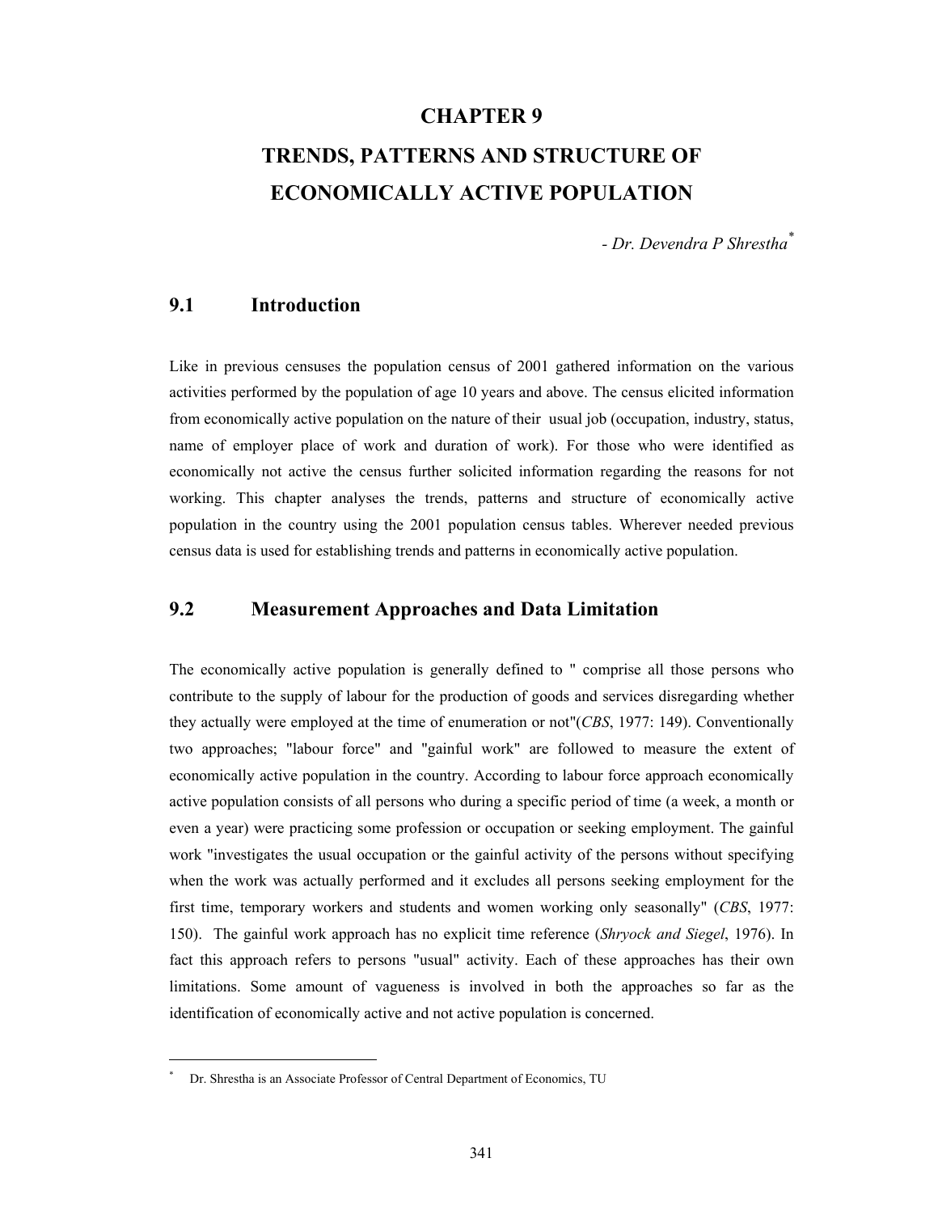# CHAPTER 9

# TRENDS, PATTERNS AND STRUCTURE OF ECONOMICALLY ACTIVE POPULATION

*- Dr. Devendra P Shrestha*[*]

## 9.1 Introduction

Like in previous censuses the population census of 2001 gathered information on the various activities performed by the population of age 10 years and above. The census elicited information from economically active population on the nature of their usual job (occupation, industry, status, name of employer place of work and duration of work). For those who were identified as economically not active the census further solicited information regarding the reasons for not working. This chapter analyses the trends, patterns and structure of economically active population in the country using the 2001 population census tables. Wherever needed previous census data is used for establishing trends and patterns in economically active population.

## 9.2 Measurement Approaches and Data Limitation

The economically active population is generally defined to " comprise all those persons who contribute to the supply of labour for the production of goods and services disregarding whether they actually were employed at the time of enumeration or not"(*CBS*, 1977: 149). Conventionally two approaches; "labour force" and "gainful work" are followed to measure the extent of economically active population in the country. According to labour force approach economically active population consists of all persons who during a specific period of time (a week, a month or even a year) were practicing some profession or occupation or seeking employment. The gainful work "investigates the usual occupation or the gainful activity of the persons without specifying when the work was actually performed and it excludes all persons seeking employment for the first time, temporary workers and students and women working only seasonally" (*CBS*, 1977: 150). The gainful work approach has no explicit time reference (*Shryock and Siegel*, 1976). In fact this approach refers to persons "usual" activity. Each of these approaches has their own limitations. Some amount of vagueness is involved in both the approaches so far as the identification of economically active and not active population is concerned.

---

[*] Dr. Shrestha is an Associate Professor of Central Department of Economics, TU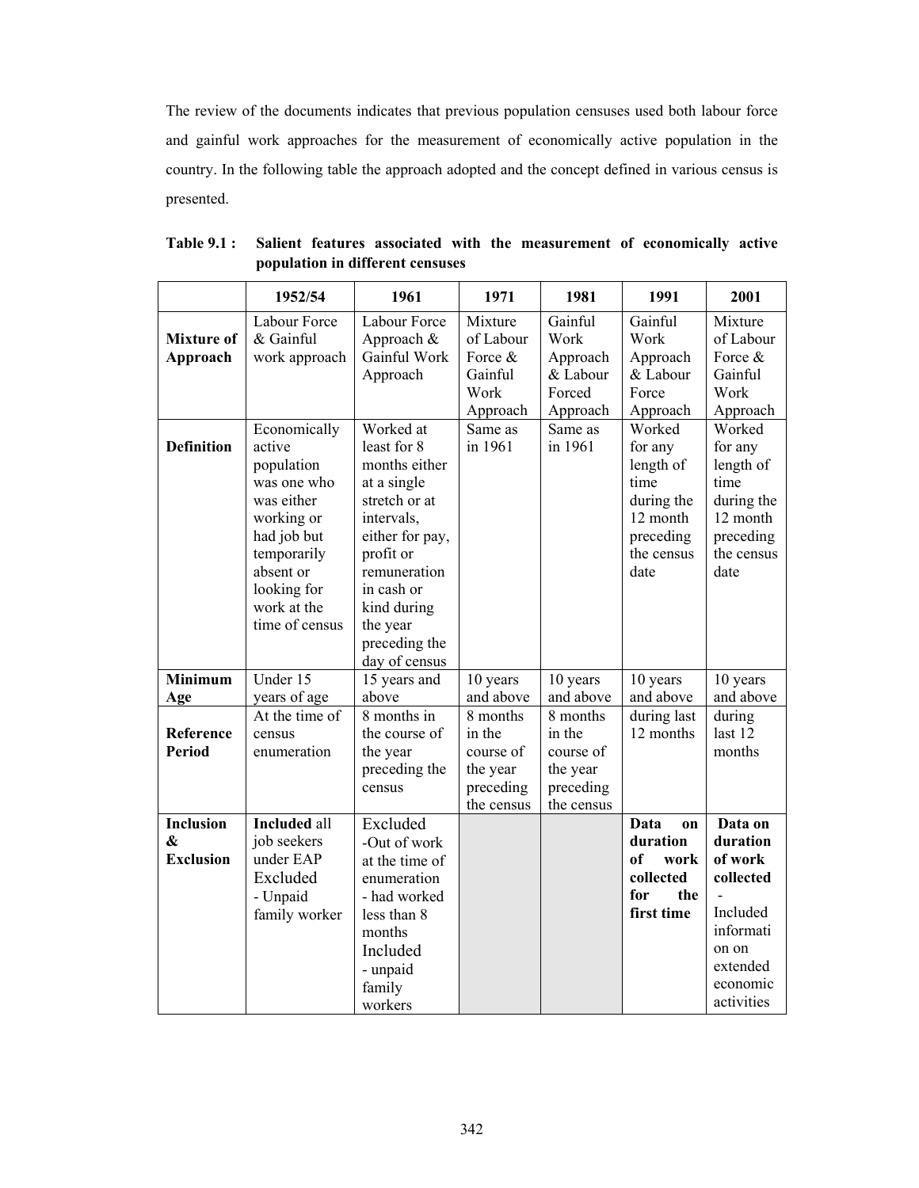The review of the documents indicates that previous population censuses used both labour force and gainful work approaches for the measurement of economically active population in the country. In the following table the approach adopted and the concept defined in various census is presented.

**Table 9.1 : Salient features associated with the measurement of economically active population in different censuses**

| | 1952/54 | 1961 | 1971 | 1981 | 1991 | 2001 |
|---|---|---|---|---|---|---|
| **Mixture of Approach** | Labour Force & Gainful work approach | Labour Force Approach & Gainful Work Approach | Mixture of Labour Force & Gainful Work Approach | Gainful Work Approach & Labour Forced Approach | Gainful Work Approach & Labour Force Approach | Mixture of Labour Force & Gainful Work Approach |
| **Definition** | Economically active population was one who was either working or had job but temporarily absent or looking for work at the time of census | Worked at least for 8 months either at a single stretch or at intervals, either for pay, profit or remuneration in cash or kind during the year preceding the day of census | Same as in 1961 | Same as in 1961 | Worked for any length of time during the 12 month preceding the census date | Worked for any length of time during the 12 month preceding the census date |
| **Minimum Age** | Under 15 years of age | 15 years and above | 10 years and above | 10 years and above | 10 years and above | 10 years and above |
| **Reference Period** | At the time of census enumeration | 8 months in the course of the year preceding the census | 8 months in the course of the year preceding the census | 8 months in the course of the year preceding the census | during last 12 months | during last 12 months |
| **Inclusion & Exclusion** | **Included** all job seekers under EAP Excluded - Unpaid family worker | Excluded -Out of work at the time of enumeration - had worked less than 8 months Included - unpaid family workers | | | **Data on duration of work collected for the first time** | **Data on duration of work collected** - Included information on extended economic activities |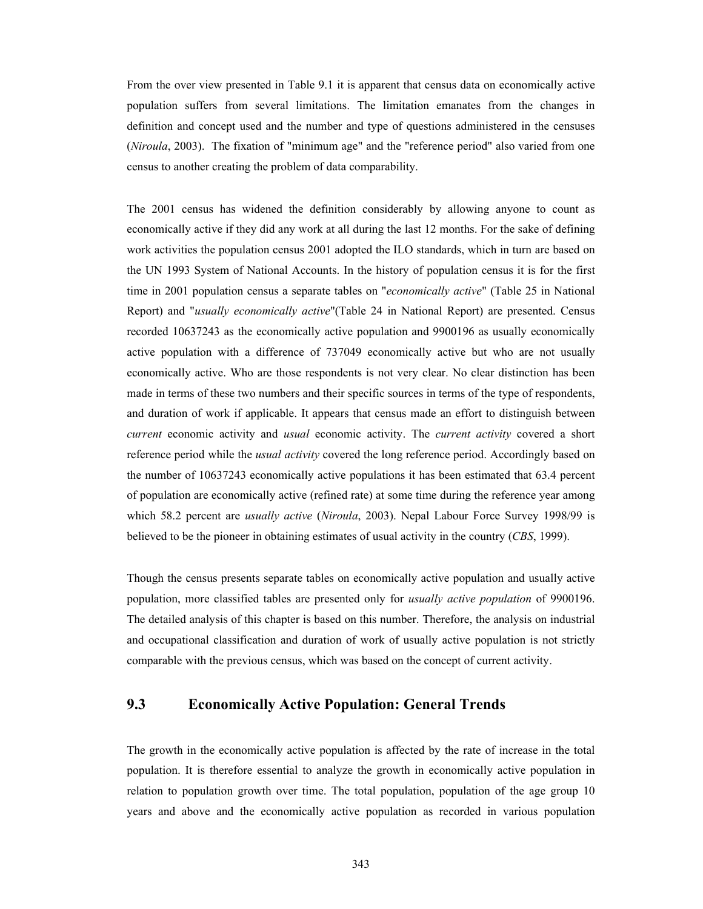From the over view presented in Table 9.1 it is apparent that census data on economically active population suffers from several limitations. The limitation emanates from the changes in definition and concept used and the number and type of questions administered in the censuses (*Niroula*, 2003). The fixation of "minimum age" and the "reference period" also varied from one census to another creating the problem of data comparability.

The 2001 census has widened the definition considerably by allowing anyone to count as economically active if they did any work at all during the last 12 months. For the sake of defining work activities the population census 2001 adopted the ILO standards, which in turn are based on the UN 1993 System of National Accounts. In the history of population census it is for the first time in 2001 population census a separate tables on "*economically active*" (Table 25 in National Report) and "*usually economically active*"(Table 24 in National Report) are presented. Census recorded 10637243 as the economically active population and 9900196 as usually economically active population with a difference of 737049 economically active but who are not usually economically active. Who are those respondents is not very clear. No clear distinction has been made in terms of these two numbers and their specific sources in terms of the type of respondents, and duration of work if applicable. It appears that census made an effort to distinguish between *current* economic activity and *usual* economic activity. The *current activity* covered a short reference period while the *usual activity* covered the long reference period. Accordingly based on the number of 10637243 economically active populations it has been estimated that 63.4 percent of population are economically active (refined rate) at some time during the reference year among which 58.2 percent are *usually active* (*Niroula*, 2003). Nepal Labour Force Survey 1998/99 is believed to be the pioneer in obtaining estimates of usual activity in the country (*CBS*, 1999).

Though the census presents separate tables on economically active population and usually active population, more classified tables are presented only for *usually active population* of 9900196. The detailed analysis of this chapter is based on this number. Therefore, the analysis on industrial and occupational classification and duration of work of usually active population is not strictly comparable with the previous census, which was based on the concept of current activity.

## 9.3 Economically Active Population: General Trends

The growth in the economically active population is affected by the rate of increase in the total population. It is therefore essential to analyze the growth in economically active population in relation to population growth over time. The total population, population of the age group 10 years and above and the economically active population as recorded in various population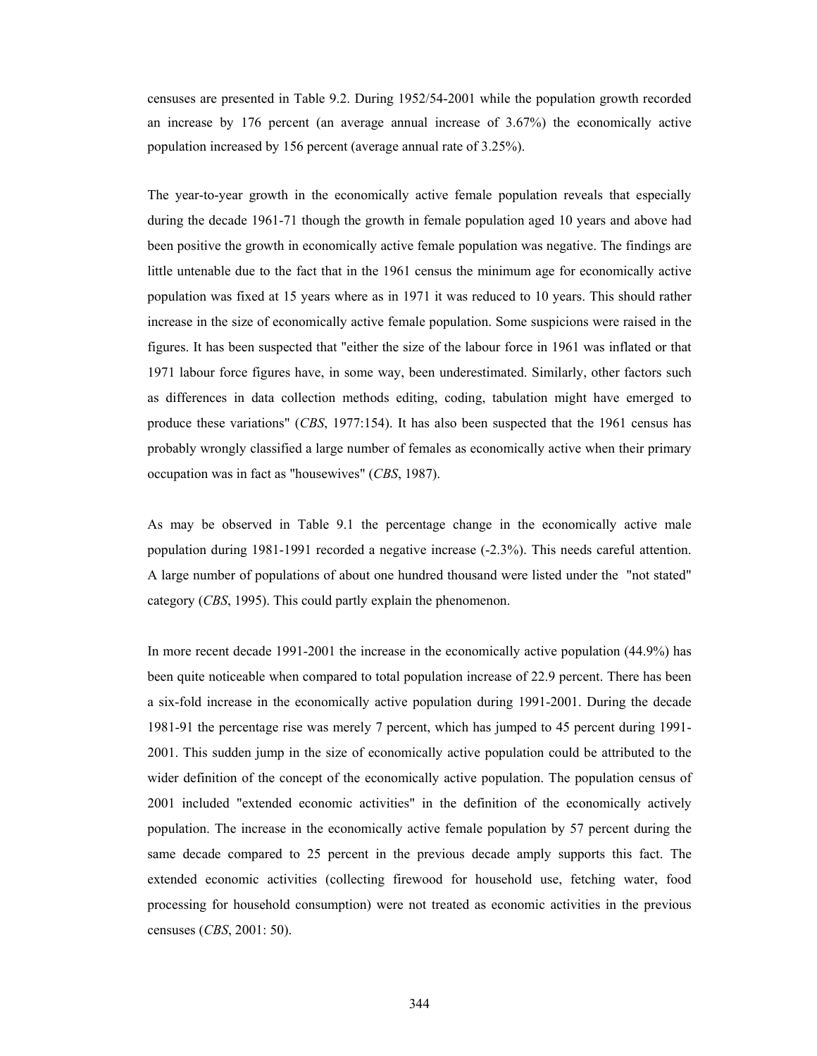censuses are presented in Table 9.2. During 1952/54-2001 while the population growth recorded an increase by 176 percent (an average annual increase of 3.67%) the economically active population increased by 156 percent (average annual rate of 3.25%).

The year-to-year growth in the economically active female population reveals that especially during the decade 1961-71 though the growth in female population aged 10 years and above had been positive the growth in economically active female population was negative. The findings are little untenable due to the fact that in the 1961 census the minimum age for economically active population was fixed at 15 years where as in 1971 it was reduced to 10 years. This should rather increase in the size of economically active female population. Some suspicions were raised in the figures. It has been suspected that "either the size of the labour force in 1961 was inflated or that 1971 labour force figures have, in some way, been underestimated. Similarly, other factors such as differences in data collection methods editing, coding, tabulation might have emerged to produce these variations" (*CBS*, 1977:154). It has also been suspected that the 1961 census has probably wrongly classified a large number of females as economically active when their primary occupation was in fact as "housewives" (*CBS*, 1987).

As may be observed in Table 9.1 the percentage change in the economically active male population during 1981-1991 recorded a negative increase (-2.3%). This needs careful attention. A large number of populations of about one hundred thousand were listed under the "not stated" category (*CBS*, 1995). This could partly explain the phenomenon.

In more recent decade 1991-2001 the increase in the economically active population (44.9%) has been quite noticeable when compared to total population increase of 22.9 percent. There has been a six-fold increase in the economically active population during 1991-2001. During the decade 1981-91 the percentage rise was merely 7 percent, which has jumped to 45 percent during 1991-2001. This sudden jump in the size of economically active population could be attributed to the wider definition of the concept of the economically active population. The population census of 2001 included "extended economic activities" in the definition of the economically actively population. The increase in the economically active female population by 57 percent during the same decade compared to 25 percent in the previous decade amply supports this fact. The extended economic activities (collecting firewood for household use, fetching water, food processing for household consumption) were not treated as economic activities in the previous censuses (*CBS*, 2001: 50).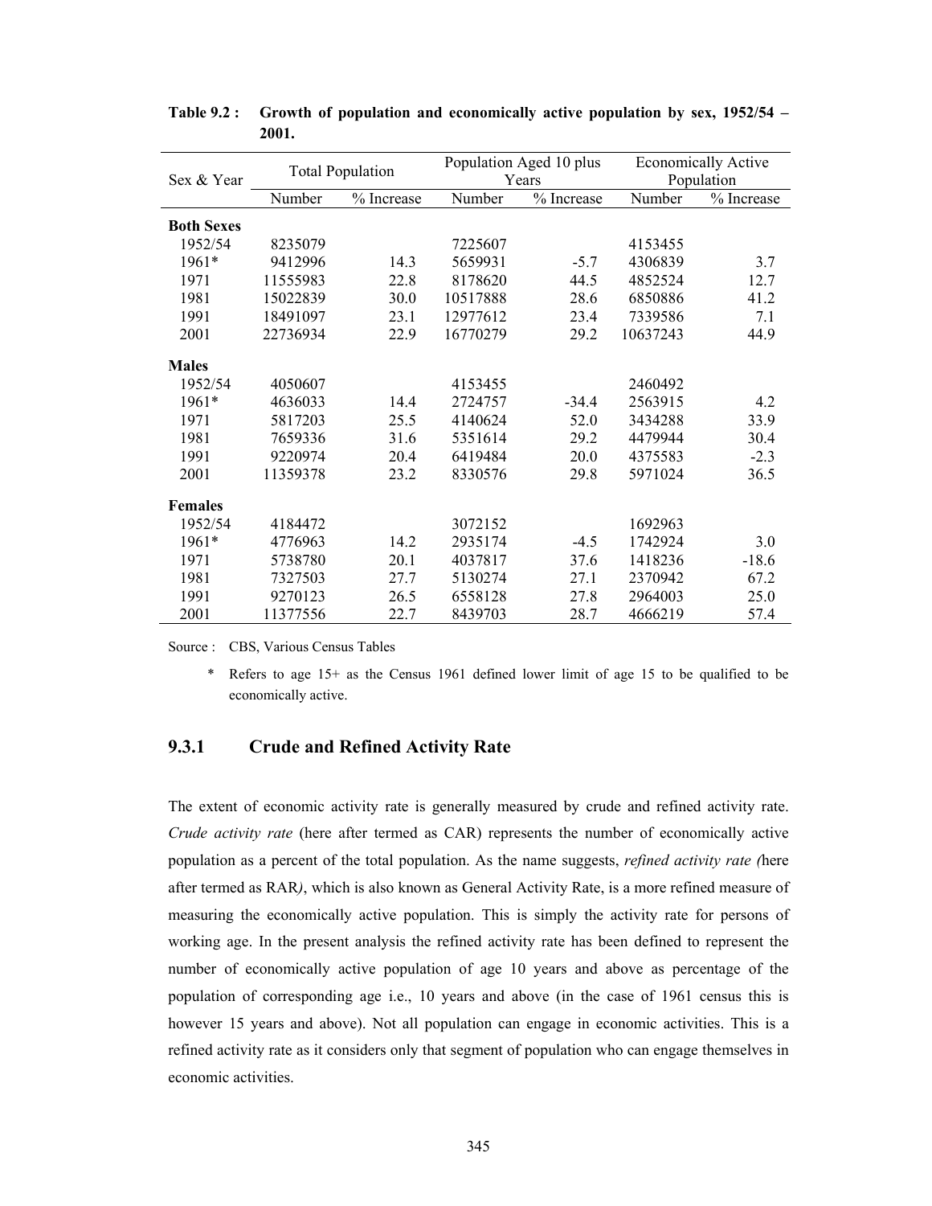**Table 9.2 : Growth of population and economically active population by sex, 1952/54 – 2001.**

| Sex & Year | Total Population | | Population Aged 10 plus Years | | Economically Active Population | |
|---|---|---|---|---|---|---|
| | Number | % Increase | Number | % Increase | Number | % Increase |
| **Both Sexes** | | | | | | |
| 1952/54 | 8235079 | | 7225607 | | 4153455 | |
| 1961* | 9412996 | 14.3 | 5659931 | -5.7 | 4306839 | 3.7 |
| 1971 | 11555983 | 22.8 | 8178620 | 44.5 | 4852524 | 12.7 |
| 1981 | 15022839 | 30.0 | 10517888 | 28.6 | 6850886 | 41.2 |
| 1991 | 18491097 | 23.1 | 12977612 | 23.4 | 7339586 | 7.1 |
| 2001 | 22736934 | 22.9 | 16770279 | 29.2 | 10637243 | 44.9 |
| **Males** | | | | | | |
| 1952/54 | 4050607 | | 4153455 | | 2460492 | |
| 1961* | 4636033 | 14.4 | 2724757 | -34.4 | 2563915 | 4.2 |
| 1971 | 5817203 | 25.5 | 4140624 | 52.0 | 3434288 | 33.9 |
| 1981 | 7659336 | 31.6 | 5351614 | 29.2 | 4479944 | 30.4 |
| 1991 | 9220974 | 20.4 | 6419484 | 20.0 | 4375583 | -2.3 |
| 2001 | 11359378 | 23.2 | 8330576 | 29.8 | 5971024 | 36.5 |
| **Females** | | | | | | |
| 1952/54 | 4184472 | | 3072152 | | 1692963 | |
| 1961* | 4776963 | 14.2 | 2935174 | -4.5 | 1742924 | 3.0 |
| 1971 | 5738780 | 20.1 | 4037817 | 37.6 | 1418236 | -18.6 |
| 1981 | 7327503 | 27.7 | 5130274 | 27.1 | 2370942 | 67.2 |
| 1991 | 9270123 | 26.5 | 6558128 | 27.8 | 2964003 | 25.0 |
| 2001 | 11377556 | 22.7 | 8439703 | 28.7 | 4666219 | 57.4 |

Source : CBS, Various Census Tables

\* Refers to age 15+ as the Census 1961 defined lower limit of age 15 to be qualified to be economically active.

### 9.3.1 Crude and Refined Activity Rate

The extent of economic activity rate is generally measured by crude and refined activity rate. *Crude activity rate* (here after termed as CAR) represents the number of economically active population as a percent of the total population. As the name suggests, *refined activity rate (*here after termed as RAR*)*, which is also known as General Activity Rate, is a more refined measure of measuring the economically active population. This is simply the activity rate for persons of working age. In the present analysis the refined activity rate has been defined to represent the number of economically active population of age 10 years and above as percentage of the population of corresponding age i.e., 10 years and above (in the case of 1961 census this is however 15 years and above). Not all population can engage in economic activities. This is a refined activity rate as it considers only that segment of population who can engage themselves in economic activities.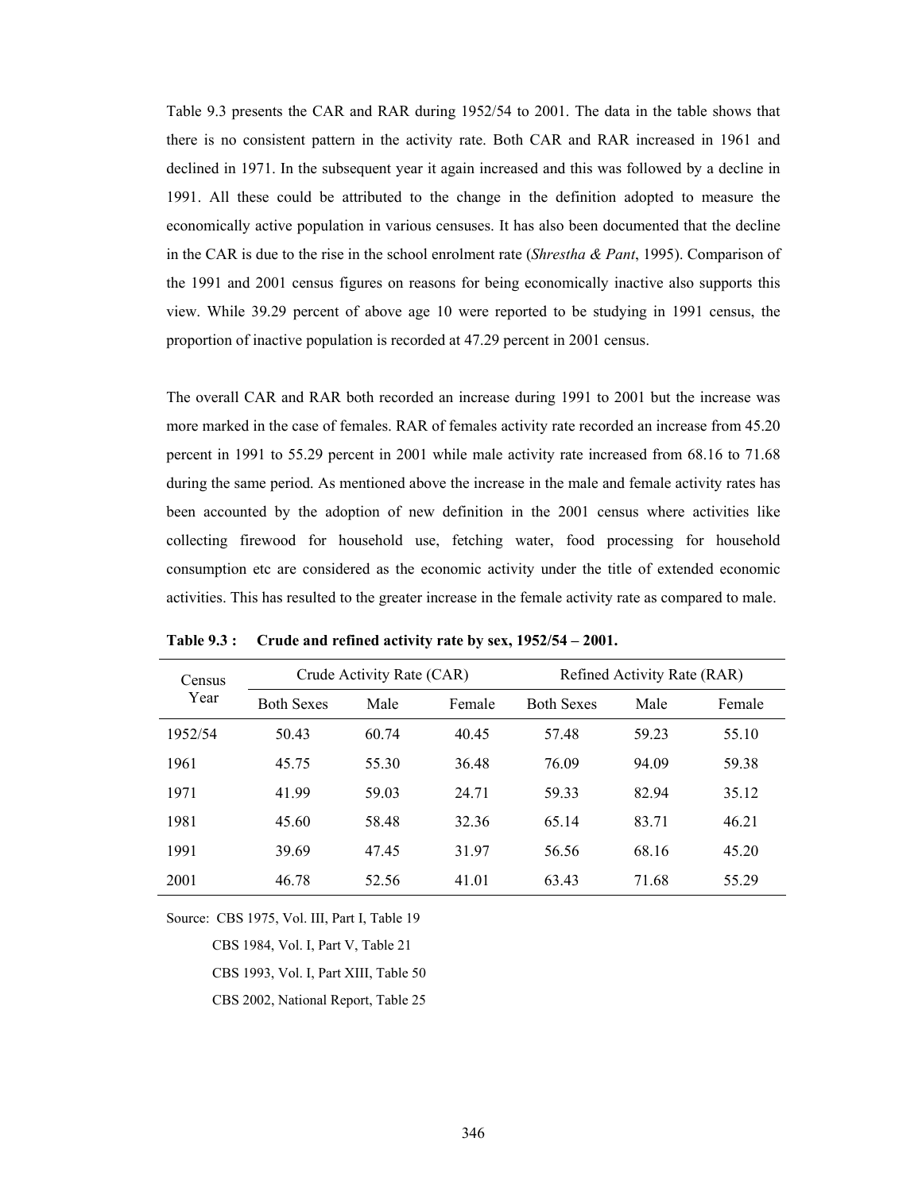Table 9.3 presents the CAR and RAR during 1952/54 to 2001. The data in the table shows that there is no consistent pattern in the activity rate. Both CAR and RAR increased in 1961 and declined in 1971. In the subsequent year it again increased and this was followed by a decline in 1991. All these could be attributed to the change in the definition adopted to measure the economically active population in various censuses. It has also been documented that the decline in the CAR is due to the rise in the school enrolment rate (*Shrestha & Pant*, 1995). Comparison of the 1991 and 2001 census figures on reasons for being economically inactive also supports this view. While 39.29 percent of above age 10 were reported to be studying in 1991 census, the proportion of inactive population is recorded at 47.29 percent in 2001 census.

The overall CAR and RAR both recorded an increase during 1991 to 2001 but the increase was more marked in the case of females. RAR of females activity rate recorded an increase from 45.20 percent in 1991 to 55.29 percent in 2001 while male activity rate increased from 68.16 to 71.68 during the same period. As mentioned above the increase in the male and female activity rates has been accounted by the adoption of new definition in the 2001 census where activities like collecting firewood for household use, fetching water, food processing for household consumption etc are considered as the economic activity under the title of extended economic activities. This has resulted to the greater increase in the female activity rate as compared to male.

**Table 9.3 : Crude and refined activity rate by sex, 1952/54 – 2001.**

| Census Year | Crude Activity Rate (CAR) | | | Refined Activity Rate (RAR) | | |
|---|---|---|---|---|---|---|
| | Both Sexes | Male | Female | Both Sexes | Male | Female |
| 1952/54 | 50.43 | 60.74 | 40.45 | 57.48 | 59.23 | 55.10 |
| 1961 | 45.75 | 55.30 | 36.48 | 76.09 | 94.09 | 59.38 |
| 1971 | 41.99 | 59.03 | 24.71 | 59.33 | 82.94 | 35.12 |
| 1981 | 45.60 | 58.48 | 32.36 | 65.14 | 83.71 | 46.21 |
| 1991 | 39.69 | 47.45 | 31.97 | 56.56 | 68.16 | 45.20 |
| 2001 | 46.78 | 52.56 | 41.01 | 63.43 | 71.68 | 55.29 |

Source: CBS 1975, Vol. III, Part I, Table 19

CBS 1984, Vol. I, Part V, Table 21

CBS 1993, Vol. I, Part XIII, Table 50

CBS 2002, National Report, Table 25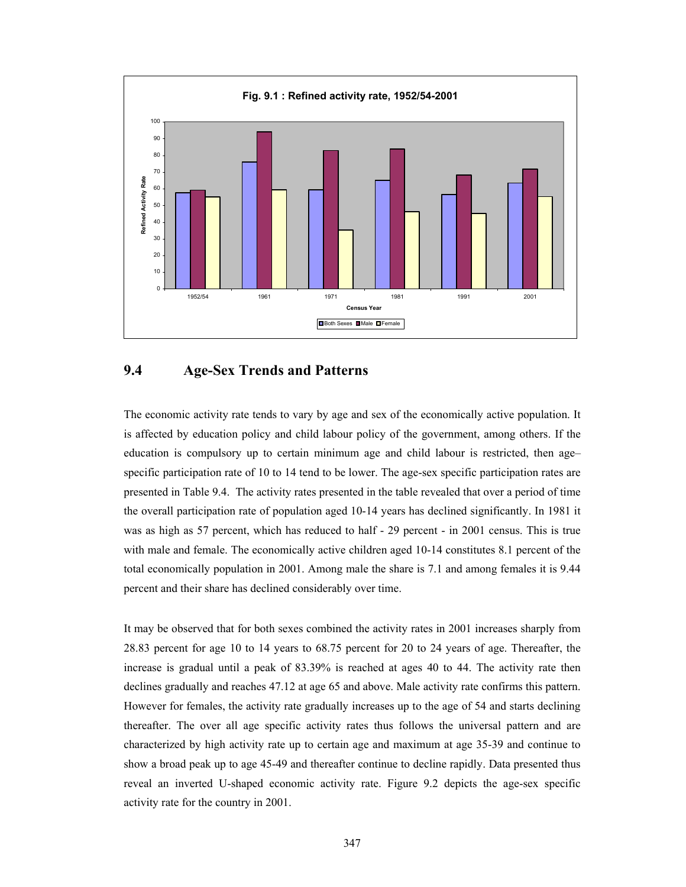Fig. 9.1 : Refined activity rate, 1952/54-2001

## 9.4 Age-Sex Trends and Patterns

The economic activity rate tends to vary by age and sex of the economically active population. It is affected by education policy and child labour policy of the government, among others. If the education is compulsory up to certain minimum age and child labour is restricted, then age–specific participation rate of 10 to 14 tend to be lower. The age-sex specific participation rates are presented in Table 9.4. The activity rates presented in the table revealed that over a period of time the overall participation rate of population aged 10-14 years has declined significantly. In 1981 it was as high as 57 percent, which has reduced to half - 29 percent - in 2001 census. This is true with male and female. The economically active children aged 10-14 constitutes 8.1 percent of the total economically population in 2001. Among male the share is 7.1 and among females it is 9.44 percent and their share has declined considerably over time.

It may be observed that for both sexes combined the activity rates in 2001 increases sharply from 28.83 percent for age 10 to 14 years to 68.75 percent for 20 to 24 years of age. Thereafter, the increase is gradual until a peak of 83.39% is reached at ages 40 to 44. The activity rate then declines gradually and reaches 47.12 at age 65 and above. Male activity rate confirms this pattern. However for females, the activity rate gradually increases up to the age of 54 and starts declining thereafter. The over all age specific activity rates thus follows the universal pattern and are characterized by high activity rate up to certain age and maximum at age 35-39 and continue to show a broad peak up to age 45-49 and thereafter continue to decline rapidly. Data presented thus reveal an inverted U-shaped economic activity rate. Figure 9.2 depicts the age-sex specific activity rate for the country in 2001.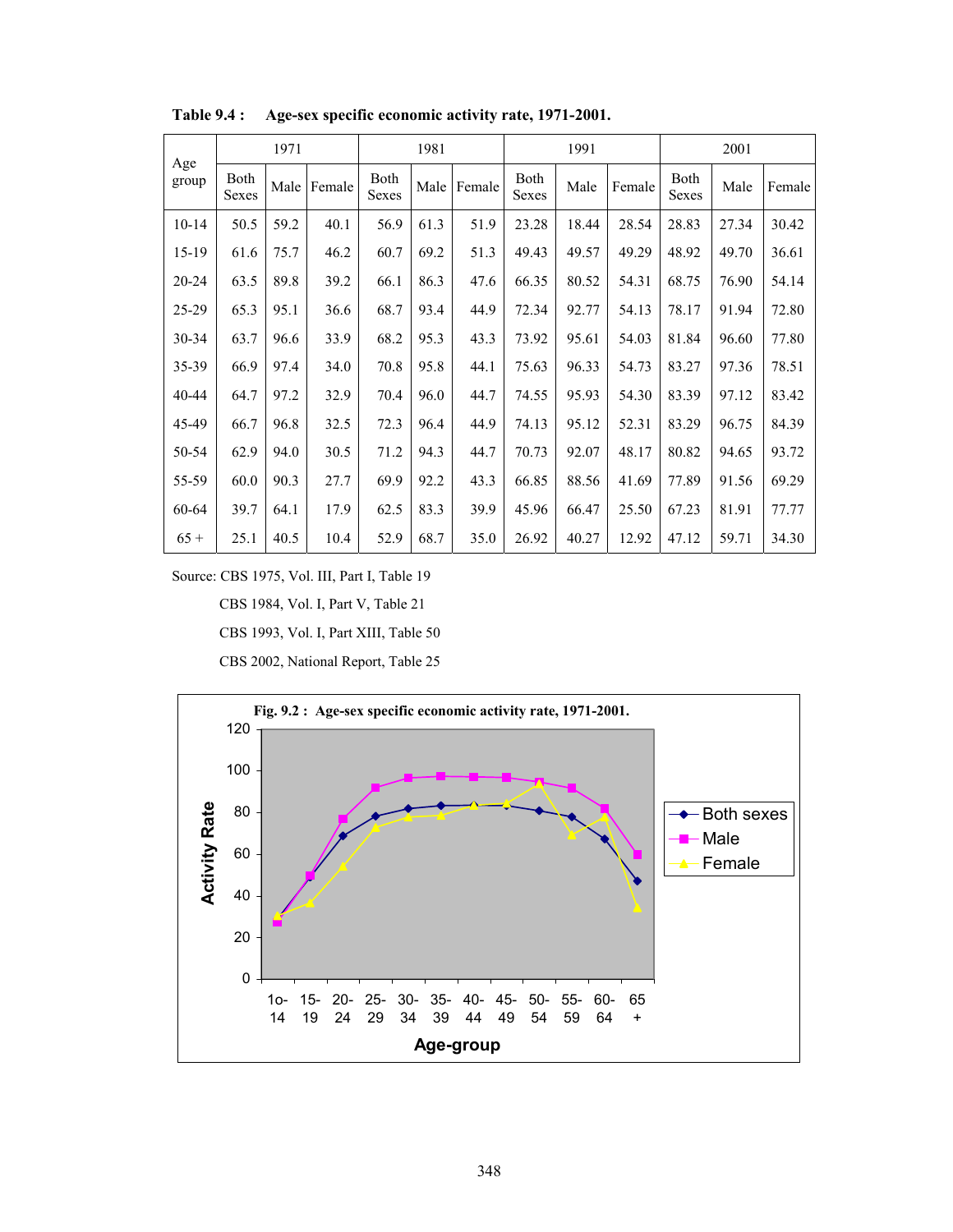**Table 9.4 :  Age-sex specific economic activity rate, 1971-2001.**

| Age group | 1971 | | | 1981 | | | 1991 | | | 2001 | | |
|---|---|---|---|---|---|---|---|---|---|---|---|---|
| | Both Sexes | Male | Female | Both Sexes | Male | Female | Both Sexes | Male | Female | Both Sexes | Male | Female |
| 10-14 | 50.5 | 59.2 | 40.1 | 56.9 | 61.3 | 51.9 | 23.28 | 18.44 | 28.54 | 28.83 | 27.34 | 30.42 |
| 15-19 | 61.6 | 75.7 | 46.2 | 60.7 | 69.2 | 51.3 | 49.43 | 49.57 | 49.29 | 48.92 | 49.70 | 36.61 |
| 20-24 | 63.5 | 89.8 | 39.2 | 66.1 | 86.3 | 47.6 | 66.35 | 80.52 | 54.31 | 68.75 | 76.90 | 54.14 |
| 25-29 | 65.3 | 95.1 | 36.6 | 68.7 | 93.4 | 44.9 | 72.34 | 92.77 | 54.13 | 78.17 | 91.94 | 72.80 |
| 30-34 | 63.7 | 96.6 | 33.9 | 68.2 | 95.3 | 43.3 | 73.92 | 95.61 | 54.03 | 81.84 | 96.60 | 77.80 |
| 35-39 | 66.9 | 97.4 | 34.0 | 70.8 | 95.8 | 44.1 | 75.63 | 96.33 | 54.73 | 83.27 | 97.36 | 78.51 |
| 40-44 | 64.7 | 97.2 | 32.9 | 70.4 | 96.0 | 44.7 | 74.55 | 95.93 | 54.30 | 83.39 | 97.12 | 83.42 |
| 45-49 | 66.7 | 96.8 | 32.5 | 72.3 | 96.4 | 44.9 | 74.13 | 95.12 | 52.31 | 83.29 | 96.75 | 84.39 |
| 50-54 | 62.9 | 94.0 | 30.5 | 71.2 | 94.3 | 44.7 | 70.73 | 92.07 | 48.17 | 80.82 | 94.65 | 93.72 |
| 55-59 | 60.0 | 90.3 | 27.7 | 69.9 | 92.2 | 43.3 | 66.85 | 88.56 | 41.69 | 77.89 | 91.56 | 69.29 |
| 60-64 | 39.7 | 64.1 | 17.9 | 62.5 | 83.3 | 39.9 | 45.96 | 66.47 | 25.50 | 67.23 | 81.91 | 77.77 |
| 65 + | 25.1 | 40.5 | 10.4 | 52.9 | 68.7 | 35.0 | 26.92 | 40.27 | 12.92 | 47.12 | 59.71 | 34.30 |

Source: CBS 1975, Vol. III, Part I, Table 19

CBS 1984, Vol. I, Part V, Table 21

CBS 1993, Vol. I, Part XIII, Table 50

CBS 2002, National Report, Table 25

**Fig. 9.2 :  Age-sex specific economic activity rate, 1971-2001.**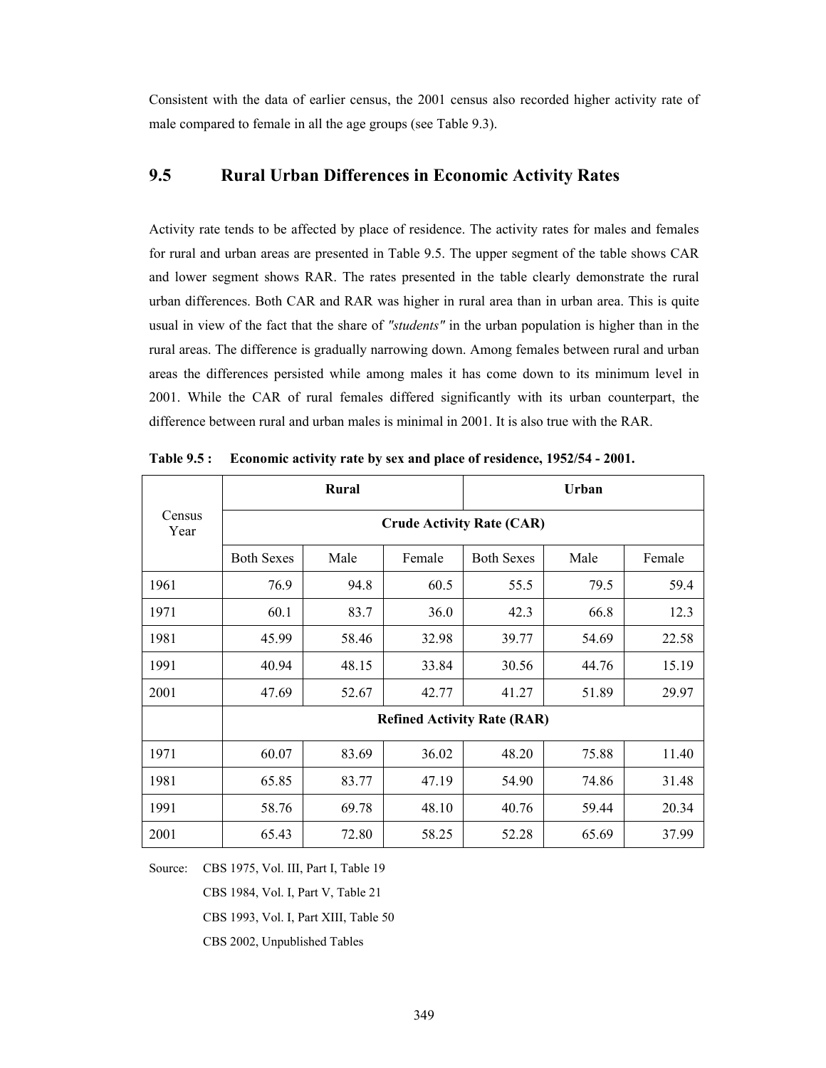Consistent with the data of earlier census, the 2001 census also recorded higher activity rate of male compared to female in all the age groups (see Table 9.3).

## 9.5 Rural Urban Differences in Economic Activity Rates

Activity rate tends to be affected by place of residence. The activity rates for males and females for rural and urban areas are presented in Table 9.5. The upper segment of the table shows CAR and lower segment shows RAR. The rates presented in the table clearly demonstrate the rural urban differences. Both CAR and RAR was higher in rural area than in urban area. This is quite usual in view of the fact that the share of *"students"* in the urban population is higher than in the rural areas. The difference is gradually narrowing down. Among females between rural and urban areas the differences persisted while among males it has come down to its minimum level in 2001. While the CAR of rural females differed significantly with its urban counterpart, the difference between rural and urban males is minimal in 2001. It is also true with the RAR.

**Table 9.5 : Economic activity rate by sex and place of residence, 1952/54 - 2001.**

| Census Year | Rural | | | Urban | | |
|---|---|---|---|---|---|---|
| | **Crude Activity Rate (CAR)** | | | | | |
| | Both Sexes | Male | Female | Both Sexes | Male | Female |
| 1961 | 76.9 | 94.8 | 60.5 | 55.5 | 79.5 | 59.4 |
| 1971 | 60.1 | 83.7 | 36.0 | 42.3 | 66.8 | 12.3 |
| 1981 | 45.99 | 58.46 | 32.98 | 39.77 | 54.69 | 22.58 |
| 1991 | 40.94 | 48.15 | 33.84 | 30.56 | 44.76 | 15.19 |
| 2001 | 47.69 | 52.67 | 42.77 | 41.27 | 51.89 | 29.97 |
| | **Refined Activity Rate (RAR)** | | | | | |
| 1971 | 60.07 | 83.69 | 36.02 | 48.20 | 75.88 | 11.40 |
| 1981 | 65.85 | 83.77 | 47.19 | 54.90 | 74.86 | 31.48 |
| 1991 | 58.76 | 69.78 | 48.10 | 40.76 | 59.44 | 20.34 |
| 2001 | 65.43 | 72.80 | 58.25 | 52.28 | 65.69 | 37.99 |

Source: CBS 1975, Vol. III, Part I, Table 19
CBS 1984, Vol. I, Part V, Table 21
CBS 1993, Vol. I, Part XIII, Table 50
CBS 2002, Unpublished Tables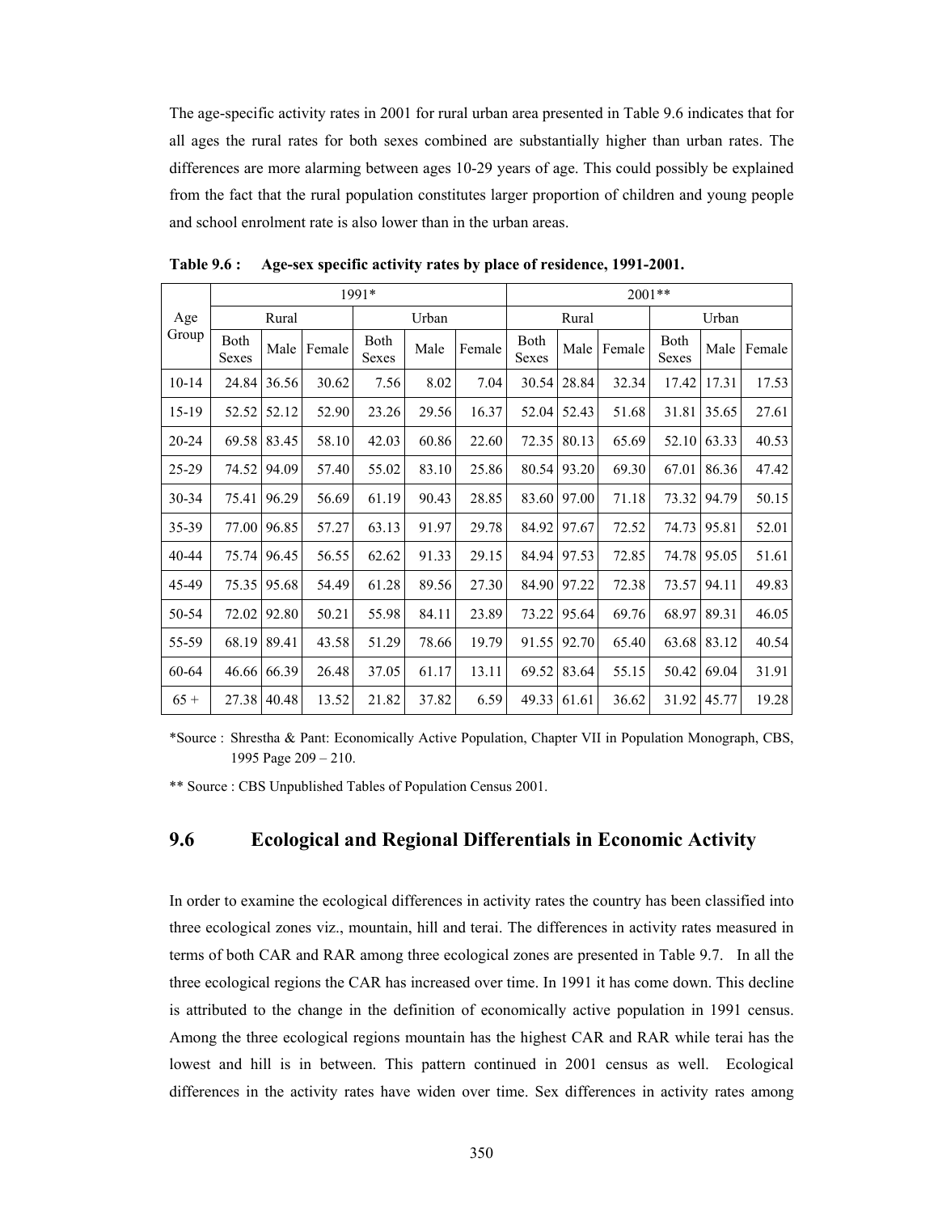The age-specific activity rates in 2001 for rural urban area presented in Table 9.6 indicates that for all ages the rural rates for both sexes combined are substantially higher than urban rates. The differences are more alarming between ages 10-29 years of age. This could possibly be explained from the fact that the rural population constitutes larger proportion of children and young people and school enrolment rate is also lower than in the urban areas.

**Table 9.6 : Age-sex specific activity rates by place of residence, 1991-2001.**

| Age Group | 1991* | | | | | | 2001** | | | | | |
|---|---|---|---|---|---|---|---|---|---|---|---|---|
| | Rural | | | Urban | | | Rural | | | Urban | | |
| | Both Sexes | Male | Female | Both Sexes | Male | Female | Both Sexes | Male | Female | Both Sexes | Male | Female |
| 10-14 | 24.84 | 36.56 | 30.62 | 7.56 | 8.02 | 7.04 | 30.54 | 28.84 | 32.34 | 17.42 | 17.31 | 17.53 |
| 15-19 | 52.52 | 52.12 | 52.90 | 23.26 | 29.56 | 16.37 | 52.04 | 52.43 | 51.68 | 31.81 | 35.65 | 27.61 |
| 20-24 | 69.58 | 83.45 | 58.10 | 42.03 | 60.86 | 22.60 | 72.35 | 80.13 | 65.69 | 52.10 | 63.33 | 40.53 |
| 25-29 | 74.52 | 94.09 | 57.40 | 55.02 | 83.10 | 25.86 | 80.54 | 93.20 | 69.30 | 67.01 | 86.36 | 47.42 |
| 30-34 | 75.41 | 96.29 | 56.69 | 61.19 | 90.43 | 28.85 | 83.60 | 97.00 | 71.18 | 73.32 | 94.79 | 50.15 |
| 35-39 | 77.00 | 96.85 | 57.27 | 63.13 | 91.97 | 29.78 | 84.92 | 97.67 | 72.52 | 74.73 | 95.81 | 52.01 |
| 40-44 | 75.74 | 96.45 | 56.55 | 62.62 | 91.33 | 29.15 | 84.94 | 97.53 | 72.85 | 74.78 | 95.05 | 51.61 |
| 45-49 | 75.35 | 95.68 | 54.49 | 61.28 | 89.56 | 27.30 | 84.90 | 97.22 | 72.38 | 73.57 | 94.11 | 49.83 |
| 50-54 | 72.02 | 92.80 | 50.21 | 55.98 | 84.11 | 23.89 | 73.22 | 95.64 | 69.76 | 68.97 | 89.31 | 46.05 |
| 55-59 | 68.19 | 89.41 | 43.58 | 51.29 | 78.66 | 19.79 | 91.55 | 92.70 | 65.40 | 63.68 | 83.12 | 40.54 |
| 60-64 | 46.66 | 66.39 | 26.48 | 37.05 | 61.17 | 13.11 | 69.52 | 83.64 | 55.15 | 50.42 | 69.04 | 31.91 |
| 65 + | 27.38 | 40.48 | 13.52 | 21.82 | 37.82 | 6.59 | 49.33 | 61.61 | 36.62 | 31.92 | 45.77 | 19.28 |

*Source : Shrestha & Pant: Economically Active Population, Chapter VII in Population Monograph, CBS, 1995 Page 209 – 210.

** Source : CBS Unpublished Tables of Population Census 2001.

## 9.6 Ecological and Regional Differentials in Economic Activity

In order to examine the ecological differences in activity rates the country has been classified into three ecological zones viz., mountain, hill and terai. The differences in activity rates measured in terms of both CAR and RAR among three ecological zones are presented in Table 9.7. In all the three ecological regions the CAR has increased over time. In 1991 it has come down. This decline is attributed to the change in the definition of economically active population in 1991 census. Among the three ecological regions mountain has the highest CAR and RAR while terai has the lowest and hill is in between. This pattern continued in 2001 census as well. Ecological differences in the activity rates have widen over time. Sex differences in activity rates among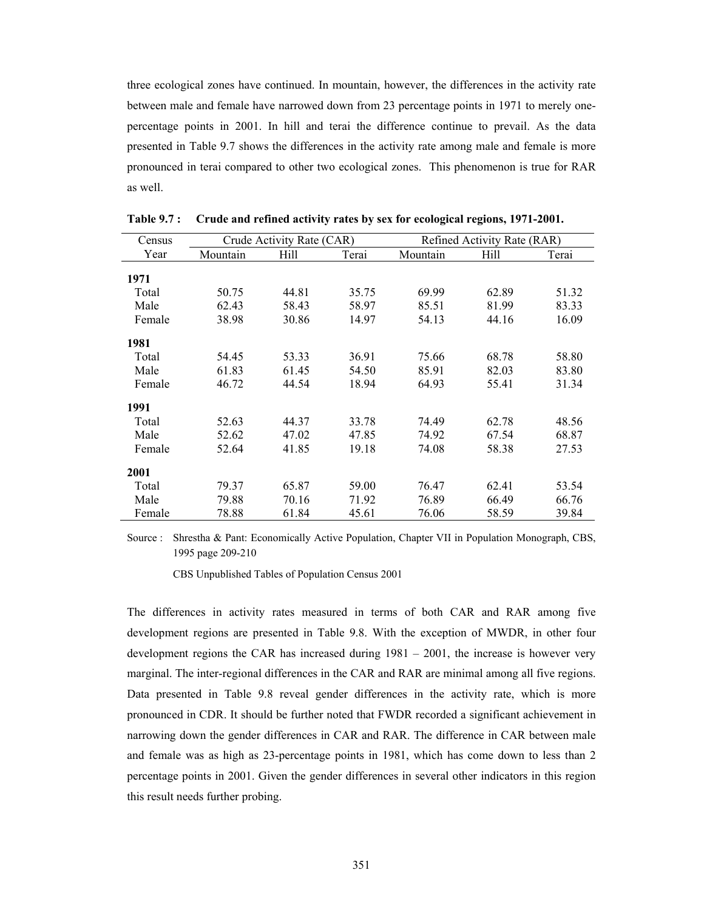three ecological zones have continued. In mountain, however, the differences in the activity rate between male and female have narrowed down from 23 percentage points in 1971 to merely one-percentage points in 2001. In hill and terai the difference continue to prevail. As the data presented in Table 9.7 shows the differences in the activity rate among male and female is more pronounced in terai compared to other two ecological zones. This phenomenon is true for RAR as well.

**Table 9.7 : Crude and refined activity rates by sex for ecological regions, 1971-2001.**

| Census | Crude Activity Rate (CAR) | | | Refined Activity Rate (RAR) | | |
|---|---|---|---|---|---|---|
| Year | Mountain | Hill | Terai | Mountain | Hill | Terai |
| **1971** | | | | | | |
| Total | 50.75 | 44.81 | 35.75 | 69.99 | 62.89 | 51.32 |
| Male | 62.43 | 58.43 | 58.97 | 85.51 | 81.99 | 83.33 |
| Female | 38.98 | 30.86 | 14.97 | 54.13 | 44.16 | 16.09 |
| **1981** | | | | | | |
| Total | 54.45 | 53.33 | 36.91 | 75.66 | 68.78 | 58.80 |
| Male | 61.83 | 61.45 | 54.50 | 85.91 | 82.03 | 83.80 |
| Female | 46.72 | 44.54 | 18.94 | 64.93 | 55.41 | 31.34 |
| **1991** | | | | | | |
| Total | 52.63 | 44.37 | 33.78 | 74.49 | 62.78 | 48.56 |
| Male | 52.62 | 47.02 | 47.85 | 74.92 | 67.54 | 68.87 |
| Female | 52.64 | 41.85 | 19.18 | 74.08 | 58.38 | 27.53 |
| **2001** | | | | | | |
| Total | 79.37 | 65.87 | 59.00 | 76.47 | 62.41 | 53.54 |
| Male | 79.88 | 70.16 | 71.92 | 76.89 | 66.49 | 66.76 |
| Female | 78.88 | 61.84 | 45.61 | 76.06 | 58.59 | 39.84 |

Source : Shrestha & Pant: Economically Active Population, Chapter VII in Population Monograph, CBS, 1995 page 209-210

CBS Unpublished Tables of Population Census 2001

The differences in activity rates measured in terms of both CAR and RAR among five development regions are presented in Table 9.8. With the exception of MWDR, in other four development regions the CAR has increased during 1981 – 2001, the increase is however very marginal. The inter-regional differences in the CAR and RAR are minimal among all five regions. Data presented in Table 9.8 reveal gender differences in the activity rate, which is more pronounced in CDR. It should be further noted that FWDR recorded a significant achievement in narrowing down the gender differences in CAR and RAR. The difference in CAR between male and female was as high as 23-percentage points in 1981, which has come down to less than 2 percentage points in 2001. Given the gender differences in several other indicators in this region this result needs further probing.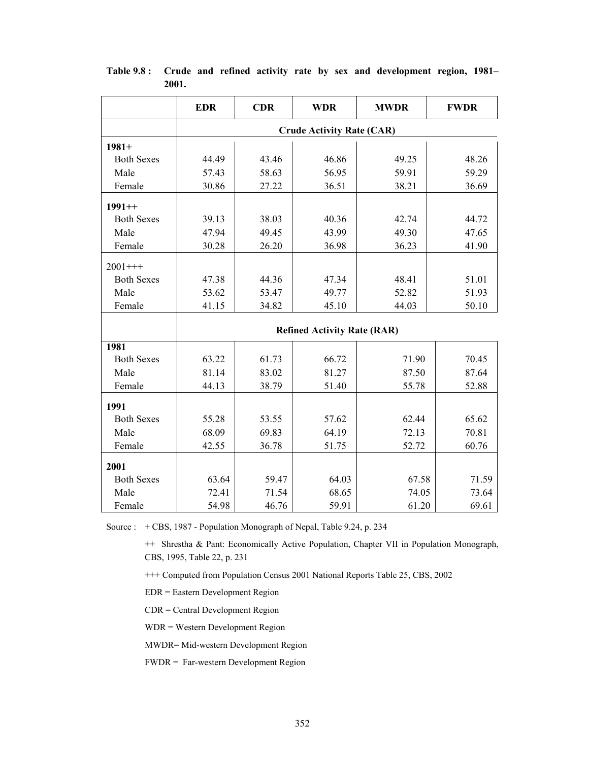**Table 9.8 : Crude and refined activity rate by sex and development region, 1981–2001.**

| | EDR | CDR | WDR | MWDR | FWDR |
|---|---|---|---|---|---|
| | **Crude Activity Rate (CAR)** | | | | |
| **1981+** | | | | | |
| Both Sexes | 44.49 | 43.46 | 46.86 | 49.25 | 48.26 |
| Male | 57.43 | 58.63 | 56.95 | 59.91 | 59.29 |
| Female | 30.86 | 27.22 | 36.51 | 38.21 | 36.69 |
| **1991++** | | | | | |
| Both Sexes | 39.13 | 38.03 | 40.36 | 42.74 | 44.72 |
| Male | 47.94 | 49.45 | 43.99 | 49.30 | 47.65 |
| Female | 30.28 | 26.20 | 36.98 | 36.23 | 41.90 |
| 2001+++ | | | | | |
| Both Sexes | 47.38 | 44.36 | 47.34 | 48.41 | 51.01 |
| Male | 53.62 | 53.47 | 49.77 | 52.82 | 51.93 |
| Female | 41.15 | 34.82 | 45.10 | 44.03 | 50.10 |
| | **Refined Activity Rate (RAR)** | | | | |
| **1981** | | | | | |
| Both Sexes | 63.22 | 61.73 | 66.72 | 71.90 | 70.45 |
| Male | 81.14 | 83.02 | 81.27 | 87.50 | 87.64 |
| Female | 44.13 | 38.79 | 51.40 | 55.78 | 52.88 |
| **1991** | | | | | |
| Both Sexes | 55.28 | 53.55 | 57.62 | 62.44 | 65.62 |
| Male | 68.09 | 69.83 | 64.19 | 72.13 | 70.81 |
| Female | 42.55 | 36.78 | 51.75 | 52.72 | 60.76 |
| **2001** | | | | | |
| Both Sexes | 63.64 | 59.47 | 64.03 | 67.58 | 71.59 |
| Male | 72.41 | 71.54 | 68.65 | 74.05 | 73.64 |
| Female | 54.98 | 46.76 | 59.91 | 61.20 | 69.61 |

Source : + CBS, 1987 - Population Monograph of Nepal, Table 9.24, p. 234

++ Shrestha & Pant: Economically Active Population, Chapter VII in Population Monograph, CBS, 1995, Table 22, p. 231

+++ Computed from Population Census 2001 National Reports Table 25, CBS, 2002

EDR = Eastern Development Region

CDR = Central Development Region

WDR = Western Development Region

MWDR= Mid-western Development Region

FWDR = Far-western Development Region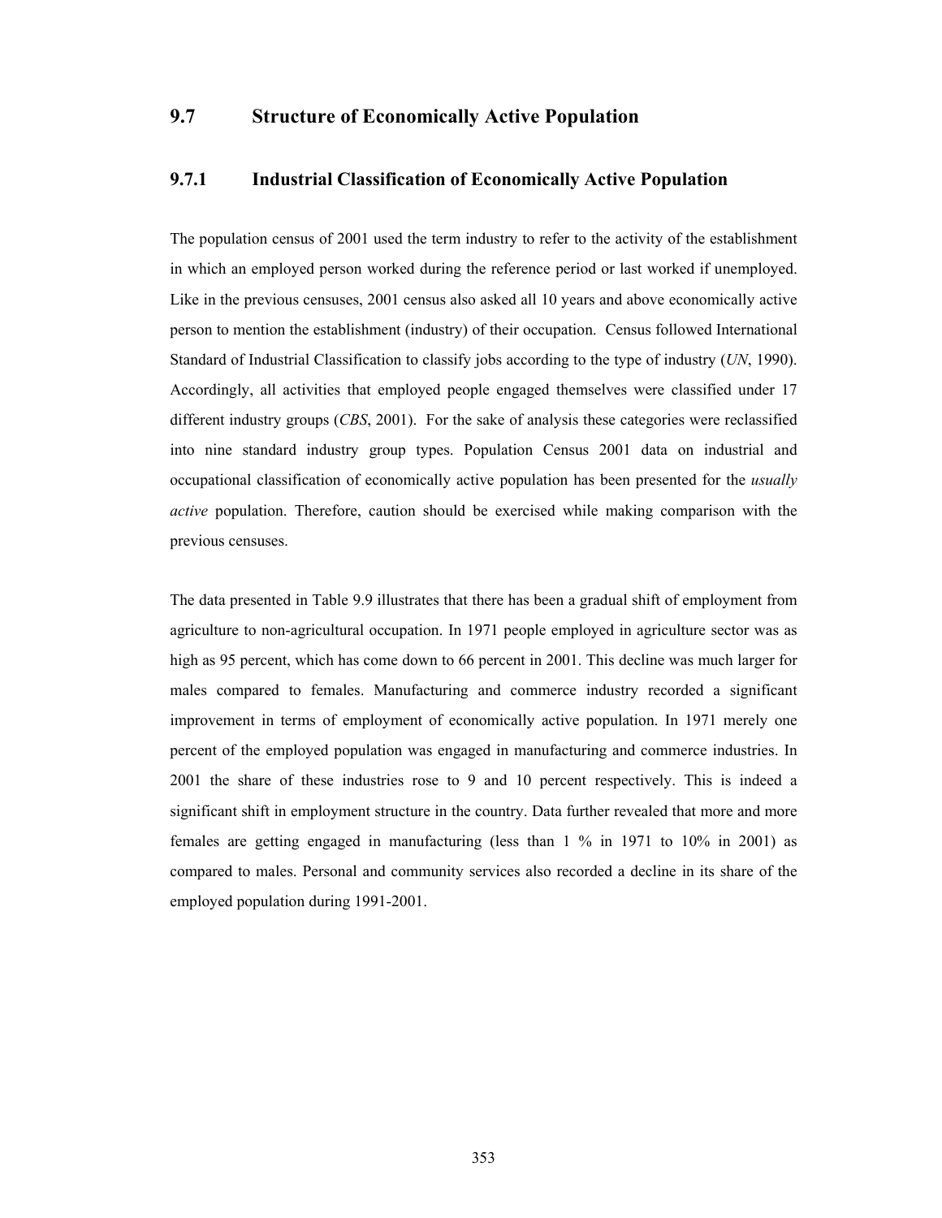## 9.7 Structure of Economically Active Population

### 9.7.1 Industrial Classification of Economically Active Population

The population census of 2001 used the term industry to refer to the activity of the establishment in which an employed person worked during the reference period or last worked if unemployed. Like in the previous censuses, 2001 census also asked all 10 years and above economically active person to mention the establishment (industry) of their occupation. Census followed International Standard of Industrial Classification to classify jobs according to the type of industry (*UN*, 1990). Accordingly, all activities that employed people engaged themselves were classified under 17 different industry groups (*CBS*, 2001). For the sake of analysis these categories were reclassified into nine standard industry group types. Population Census 2001 data on industrial and occupational classification of economically active population has been presented for the *usually active* population. Therefore, caution should be exercised while making comparison with the previous censuses.

The data presented in Table 9.9 illustrates that there has been a gradual shift of employment from agriculture to non-agricultural occupation. In 1971 people employed in agriculture sector was as high as 95 percent, which has come down to 66 percent in 2001. This decline was much larger for males compared to females. Manufacturing and commerce industry recorded a significant improvement in terms of employment of economically active population. In 1971 merely one percent of the employed population was engaged in manufacturing and commerce industries. In 2001 the share of these industries rose to 9 and 10 percent respectively. This is indeed a significant shift in employment structure in the country. Data further revealed that more and more females are getting engaged in manufacturing (less than 1 % in 1971 to 10% in 2001) as compared to males. Personal and community services also recorded a decline in its share of the employed population during 1991-2001.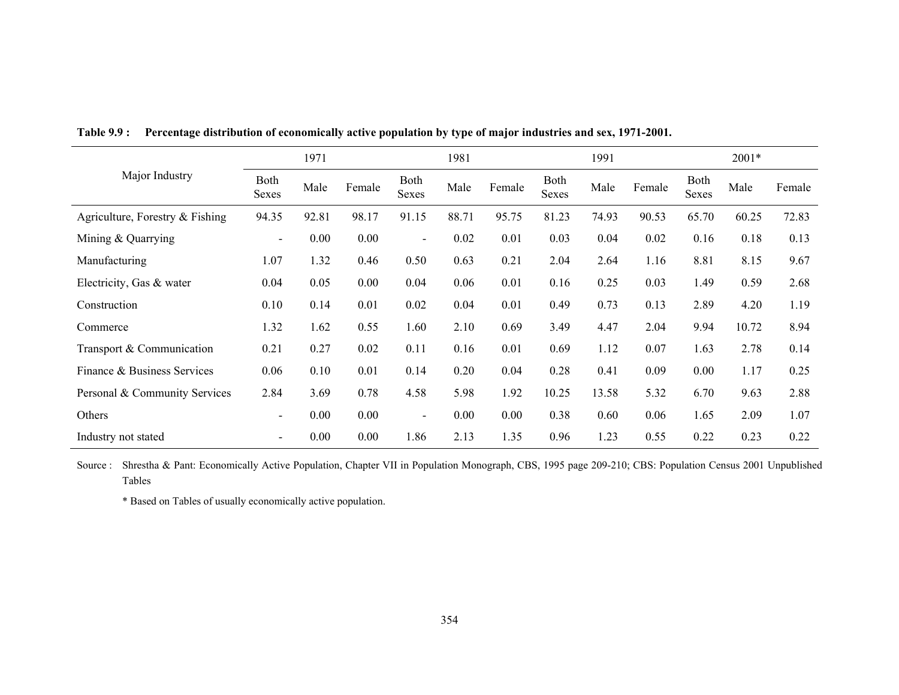**Table 9.9 : Percentage distribution of economically active population by type of major industries and sex, 1971-2001.**

| Major Industry | 1971 | | | 1981 | | | 1991 | | | 2001* | | |
|---|---|---|---|---|---|---|---|---|---|---|---|---|
| | Both Sexes | Male | Female | Both Sexes | Male | Female | Both Sexes | Male | Female | Both Sexes | Male | Female |
| Agriculture, Forestry & Fishing | 94.35 | 92.81 | 98.17 | 91.15 | 88.71 | 95.75 | 81.23 | 74.93 | 90.53 | 65.70 | 60.25 | 72.83 |
| Mining & Quarrying | - | 0.00 | 0.00 | - | 0.02 | 0.01 | 0.03 | 0.04 | 0.02 | 0.16 | 0.18 | 0.13 |
| Manufacturing | 1.07 | 1.32 | 0.46 | 0.50 | 0.63 | 0.21 | 2.04 | 2.64 | 1.16 | 8.81 | 8.15 | 9.67 |
| Electricity, Gas & water | 0.04 | 0.05 | 0.00 | 0.04 | 0.06 | 0.01 | 0.16 | 0.25 | 0.03 | 1.49 | 0.59 | 2.68 |
| Construction | 0.10 | 0.14 | 0.01 | 0.02 | 0.04 | 0.01 | 0.49 | 0.73 | 0.13 | 2.89 | 4.20 | 1.19 |
| Commerce | 1.32 | 1.62 | 0.55 | 1.60 | 2.10 | 0.69 | 3.49 | 4.47 | 2.04 | 9.94 | 10.72 | 8.94 |
| Transport & Communication | 0.21 | 0.27 | 0.02 | 0.11 | 0.16 | 0.01 | 0.69 | 1.12 | 0.07 | 1.63 | 2.78 | 0.14 |
| Finance & Business Services | 0.06 | 0.10 | 0.01 | 0.14 | 0.20 | 0.04 | 0.28 | 0.41 | 0.09 | 0.00 | 1.17 | 0.25 |
| Personal & Community Services | 2.84 | 3.69 | 0.78 | 4.58 | 5.98 | 1.92 | 10.25 | 13.58 | 5.32 | 6.70 | 9.63 | 2.88 |
| Others | - | 0.00 | 0.00 | - | 0.00 | 0.00 | 0.38 | 0.60 | 0.06 | 1.65 | 2.09 | 1.07 |
| Industry not stated | - | 0.00 | 0.00 | 1.86 | 2.13 | 1.35 | 0.96 | 1.23 | 0.55 | 0.22 | 0.23 | 0.22 |

Source : Shrestha & Pant: Economically Active Population, Chapter VII in Population Monograph, CBS, 1995 page 209-210; CBS: Population Census 2001 Unpublished Tables

\* Based on Tables of usually economically active population.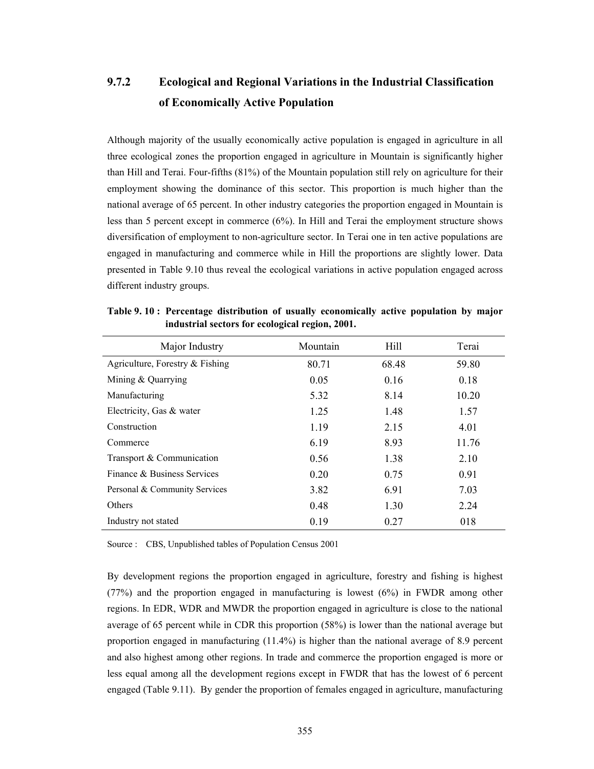### 9.7.2 Ecological and Regional Variations in the Industrial Classification of Economically Active Population

Although majority of the usually economically active population is engaged in agriculture in all three ecological zones the proportion engaged in agriculture in Mountain is significantly higher than Hill and Terai. Four-fifths (81%) of the Mountain population still rely on agriculture for their employment showing the dominance of this sector. This proportion is much higher than the national average of 65 percent. In other industry categories the proportion engaged in Mountain is less than 5 percent except in commerce (6%). In Hill and Terai the employment structure shows diversification of employment to non-agriculture sector. In Terai one in ten active populations are engaged in manufacturing and commerce while in Hill the proportions are slightly lower. Data presented in Table 9.10 thus reveal the ecological variations in active population engaged across different industry groups.

**Table 9. 10 : Percentage distribution of usually economically active population by major industrial sectors for ecological region, 2001.**

| Major Industry | Mountain | Hill | Terai |
|---|---|---|---|
| Agriculture, Forestry & Fishing | 80.71 | 68.48 | 59.80 |
| Mining & Quarrying | 0.05 | 0.16 | 0.18 |
| Manufacturing | 5.32 | 8.14 | 10.20 |
| Electricity, Gas & water | 1.25 | 1.48 | 1.57 |
| Construction | 1.19 | 2.15 | 4.01 |
| Commerce | 6.19 | 8.93 | 11.76 |
| Transport & Communication | 0.56 | 1.38 | 2.10 |
| Finance & Business Services | 0.20 | 0.75 | 0.91 |
| Personal & Community Services | 3.82 | 6.91 | 7.03 |
| Others | 0.48 | 1.30 | 2.24 |
| Industry not stated | 0.19 | 0.27 | 018 |

Source : CBS, Unpublished tables of Population Census 2001

By development regions the proportion engaged in agriculture, forestry and fishing is highest (77%) and the proportion engaged in manufacturing is lowest (6%) in FWDR among other regions. In EDR, WDR and MWDR the proportion engaged in agriculture is close to the national average of 65 percent while in CDR this proportion (58%) is lower than the national average but proportion engaged in manufacturing (11.4%) is higher than the national average of 8.9 percent and also highest among other regions. In trade and commerce the proportion engaged is more or less equal among all the development regions except in FWDR that has the lowest of 6 percent engaged (Table 9.11). By gender the proportion of females engaged in agriculture, manufacturing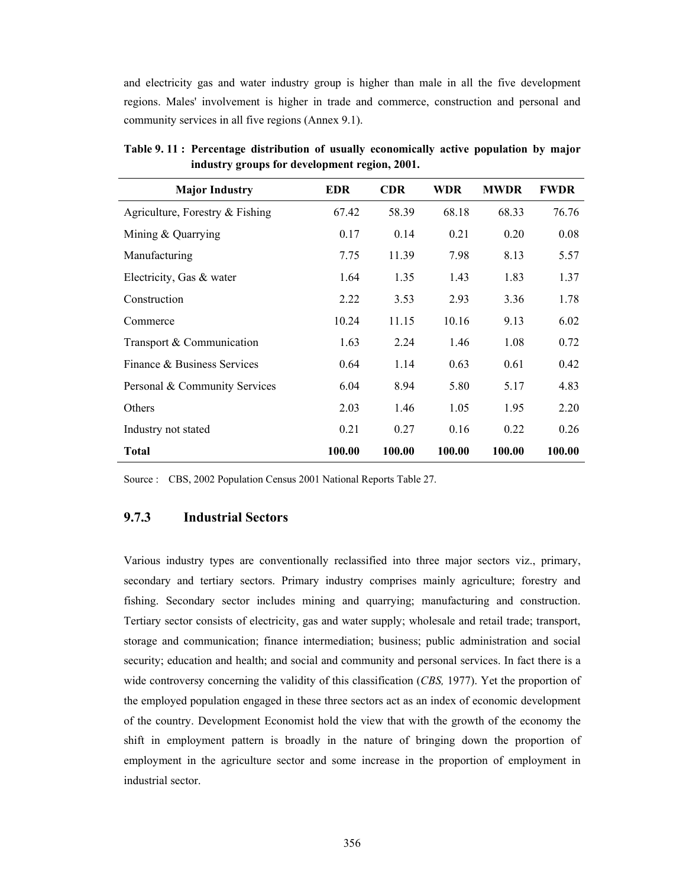and electricity gas and water industry group is higher than male in all the five development regions. Males' involvement is higher in trade and commerce, construction and personal and community services in all five regions (Annex 9.1).

**Table 9. 11 : Percentage distribution of usually economically active population by major industry groups for development region, 2001.**

| Major Industry | EDR | CDR | WDR | MWDR | FWDR |
|---|---|---|---|---|---|
| Agriculture, Forestry & Fishing | 67.42 | 58.39 | 68.18 | 68.33 | 76.76 |
| Mining & Quarrying | 0.17 | 0.14 | 0.21 | 0.20 | 0.08 |
| Manufacturing | 7.75 | 11.39 | 7.98 | 8.13 | 5.57 |
| Electricity, Gas & water | 1.64 | 1.35 | 1.43 | 1.83 | 1.37 |
| Construction | 2.22 | 3.53 | 2.93 | 3.36 | 1.78 |
| Commerce | 10.24 | 11.15 | 10.16 | 9.13 | 6.02 |
| Transport & Communication | 1.63 | 2.24 | 1.46 | 1.08 | 0.72 |
| Finance & Business Services | 0.64 | 1.14 | 0.63 | 0.61 | 0.42 |
| Personal & Community Services | 6.04 | 8.94 | 5.80 | 5.17 | 4.83 |
| Others | 2.03 | 1.46 | 1.05 | 1.95 | 2.20 |
| Industry not stated | 0.21 | 0.27 | 0.16 | 0.22 | 0.26 |
| **Total** | **100.00** | **100.00** | **100.00** | **100.00** | **100.00** |

Source : CBS, 2002 Population Census 2001 National Reports Table 27.

### 9.7.3 Industrial Sectors

Various industry types are conventionally reclassified into three major sectors viz., primary, secondary and tertiary sectors. Primary industry comprises mainly agriculture; forestry and fishing. Secondary sector includes mining and quarrying; manufacturing and construction. Tertiary sector consists of electricity, gas and water supply; wholesale and retail trade; transport, storage and communication; finance intermediation; business; public administration and social security; education and health; and social and community and personal services. In fact there is a wide controversy concerning the validity of this classification (*CBS,* 1977). Yet the proportion of the employed population engaged in these three sectors act as an index of economic development of the country. Development Economist hold the view that with the growth of the economy the shift in employment pattern is broadly in the nature of bringing down the proportion of employment in the agriculture sector and some increase in the proportion of employment in industrial sector.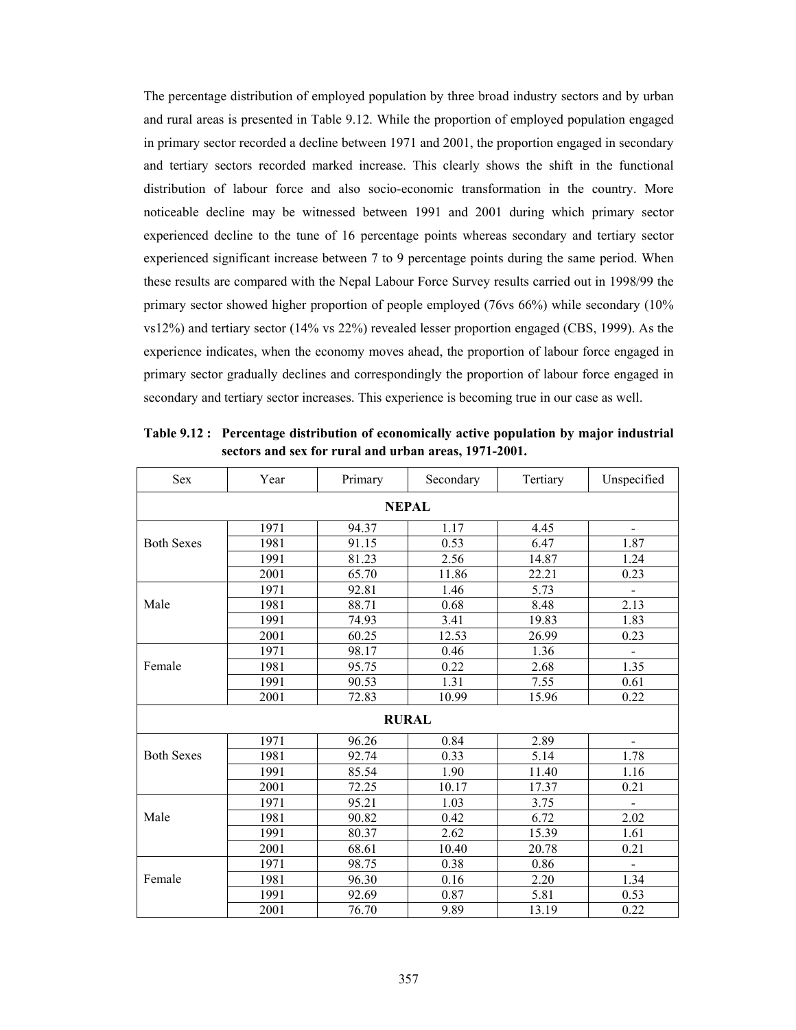The percentage distribution of employed population by three broad industry sectors and by urban and rural areas is presented in Table 9.12. While the proportion of employed population engaged in primary sector recorded a decline between 1971 and 2001, the proportion engaged in secondary and tertiary sectors recorded marked increase. This clearly shows the shift in the functional distribution of labour force and also socio-economic transformation in the country. More noticeable decline may be witnessed between 1991 and 2001 during which primary sector experienced decline to the tune of 16 percentage points whereas secondary and tertiary sector experienced significant increase between 7 to 9 percentage points during the same period. When these results are compared with the Nepal Labour Force Survey results carried out in 1998/99 the primary sector showed higher proportion of people employed (76vs 66%) while secondary (10% vs12%) and tertiary sector (14% vs 22%) revealed lesser proportion engaged (CBS, 1999). As the experience indicates, when the economy moves ahead, the proportion of labour force engaged in primary sector gradually declines and correspondingly the proportion of labour force engaged in secondary and tertiary sector increases. This experience is becoming true in our case as well.

**Table 9.12 : Percentage distribution of economically active population by major industrial sectors and sex for rural and urban areas, 1971-2001.**

| Sex | Year | Primary | Secondary | Tertiary | Unspecified |
|---|---|---|---|---|---|
| | | **NEPAL** | | | |
| Both Sexes | 1971 | 94.37 | 1.17 | 4.45 | - |
| | 1981 | 91.15 | 0.53 | 6.47 | 1.87 |
| | 1991 | 81.23 | 2.56 | 14.87 | 1.24 |
| | 2001 | 65.70 | 11.86 | 22.21 | 0.23 |
| Male | 1971 | 92.81 | 1.46 | 5.73 | - |
| | 1981 | 88.71 | 0.68 | 8.48 | 2.13 |
| | 1991 | 74.93 | 3.41 | 19.83 | 1.83 |
| | 2001 | 60.25 | 12.53 | 26.99 | 0.23 |
| Female | 1971 | 98.17 | 0.46 | 1.36 | - |
| | 1981 | 95.75 | 0.22 | 2.68 | 1.35 |
| | 1991 | 90.53 | 1.31 | 7.55 | 0.61 |
| | 2001 | 72.83 | 10.99 | 15.96 | 0.22 |
| | | **RURAL** | | | |
| Both Sexes | 1971 | 96.26 | 0.84 | 2.89 | - |
| | 1981 | 92.74 | 0.33 | 5.14 | 1.78 |
| | 1991 | 85.54 | 1.90 | 11.40 | 1.16 |
| | 2001 | 72.25 | 10.17 | 17.37 | 0.21 |
| Male | 1971 | 95.21 | 1.03 | 3.75 | - |
| | 1981 | 90.82 | 0.42 | 6.72 | 2.02 |
| | 1991 | 80.37 | 2.62 | 15.39 | 1.61 |
| | 2001 | 68.61 | 10.40 | 20.78 | 0.21 |
| Female | 1971 | 98.75 | 0.38 | 0.86 | - |
| | 1981 | 96.30 | 0.16 | 2.20 | 1.34 |
| | 1991 | 92.69 | 0.87 | 5.81 | 0.53 |
| | 2001 | 76.70 | 9.89 | 13.19 | 0.22 |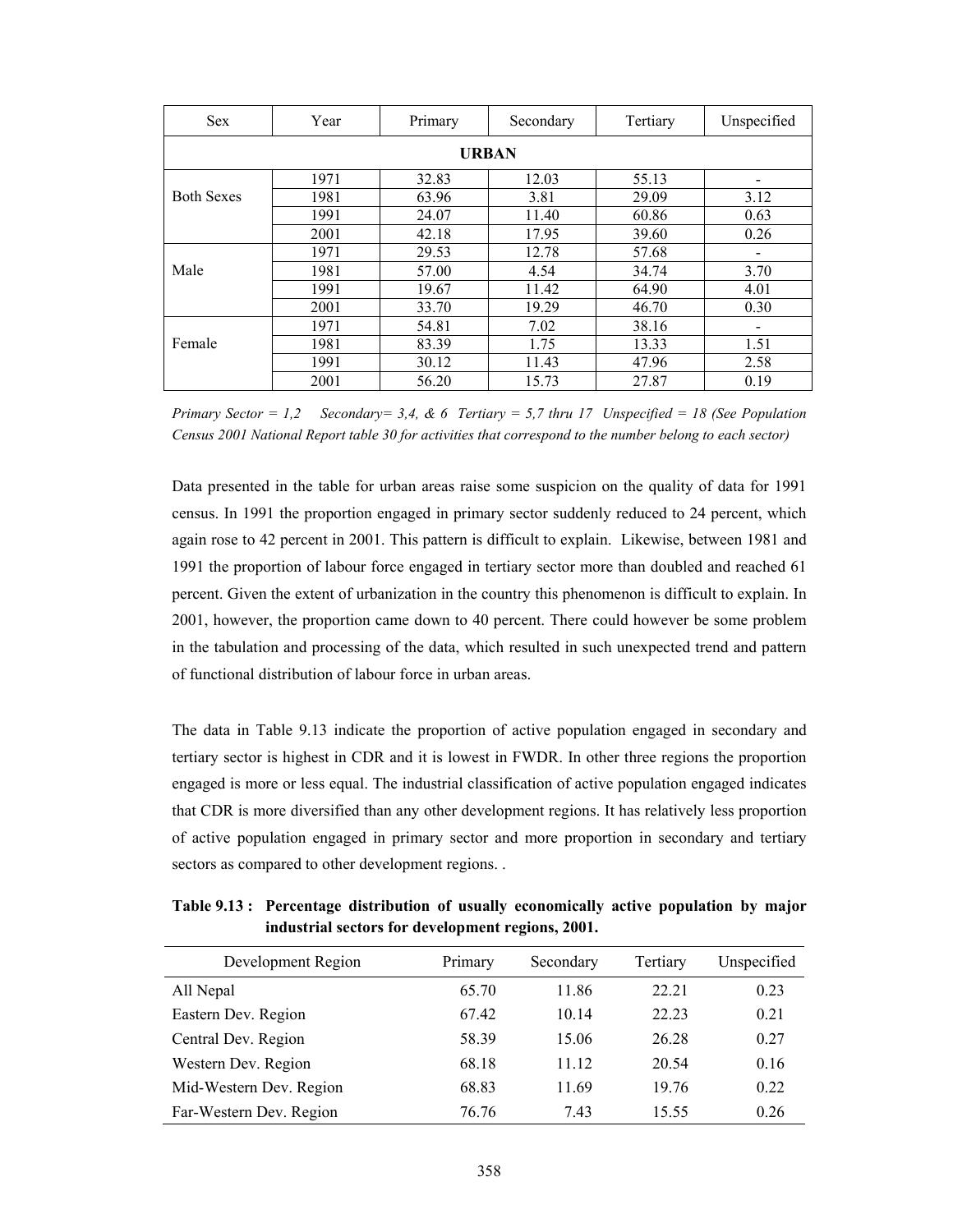| Sex | Year | Primary | Secondary | Tertiary | Unspecified |
|---|---|---|---|---|---|
| **URBAN** | | | | | |
| Both Sexes | 1971 | 32.83 | 12.03 | 55.13 | - |
| | 1981 | 63.96 | 3.81 | 29.09 | 3.12 |
| | 1991 | 24.07 | 11.40 | 60.86 | 0.63 |
| | 2001 | 42.18 | 17.95 | 39.60 | 0.26 |
| Male | 1971 | 29.53 | 12.78 | 57.68 | - |
| | 1981 | 57.00 | 4.54 | 34.74 | 3.70 |
| | 1991 | 19.67 | 11.42 | 64.90 | 4.01 |
| | 2001 | 33.70 | 19.29 | 46.70 | 0.30 |
| Female | 1971 | 54.81 | 7.02 | 38.16 | - |
| | 1981 | 83.39 | 1.75 | 13.33 | 1.51 |
| | 1991 | 30.12 | 11.43 | 47.96 | 2.58 |
| | 2001 | 56.20 | 15.73 | 27.87 | 0.19 |

*Primary Sector = 1,2 Secondary= 3,4, & 6 Tertiary = 5,7 thru 17 Unspecified = 18 (See Population Census 2001 National Report table 30 for activities that correspond to the number belong to each sector)*

Data presented in the table for urban areas raise some suspicion on the quality of data for 1991 census. In 1991 the proportion engaged in primary sector suddenly reduced to 24 percent, which again rose to 42 percent in 2001. This pattern is difficult to explain. Likewise, between 1981 and 1991 the proportion of labour force engaged in tertiary sector more than doubled and reached 61 percent. Given the extent of urbanization in the country this phenomenon is difficult to explain. In 2001, however, the proportion came down to 40 percent. There could however be some problem in the tabulation and processing of the data, which resulted in such unexpected trend and pattern of functional distribution of labour force in urban areas.

The data in Table 9.13 indicate the proportion of active population engaged in secondary and tertiary sector is highest in CDR and it is lowest in FWDR. In other three regions the proportion engaged is more or less equal. The industrial classification of active population engaged indicates that CDR is more diversified than any other development regions. It has relatively less proportion of active population engaged in primary sector and more proportion in secondary and tertiary sectors as compared to other development regions. .

**Table 9.13 : Percentage distribution of usually economically active population by major industrial sectors for development regions, 2001.**

| Development Region | Primary | Secondary | Tertiary | Unspecified |
|---|---|---|---|---|
| All Nepal | 65.70 | 11.86 | 22.21 | 0.23 |
| Eastern Dev. Region | 67.42 | 10.14 | 22.23 | 0.21 |
| Central Dev. Region | 58.39 | 15.06 | 26.28 | 0.27 |
| Western Dev. Region | 68.18 | 11.12 | 20.54 | 0.16 |
| Mid-Western Dev. Region | 68.83 | 11.69 | 19.76 | 0.22 |
| Far-Western Dev. Region | 76.76 | 7.43 | 15.55 | 0.26 |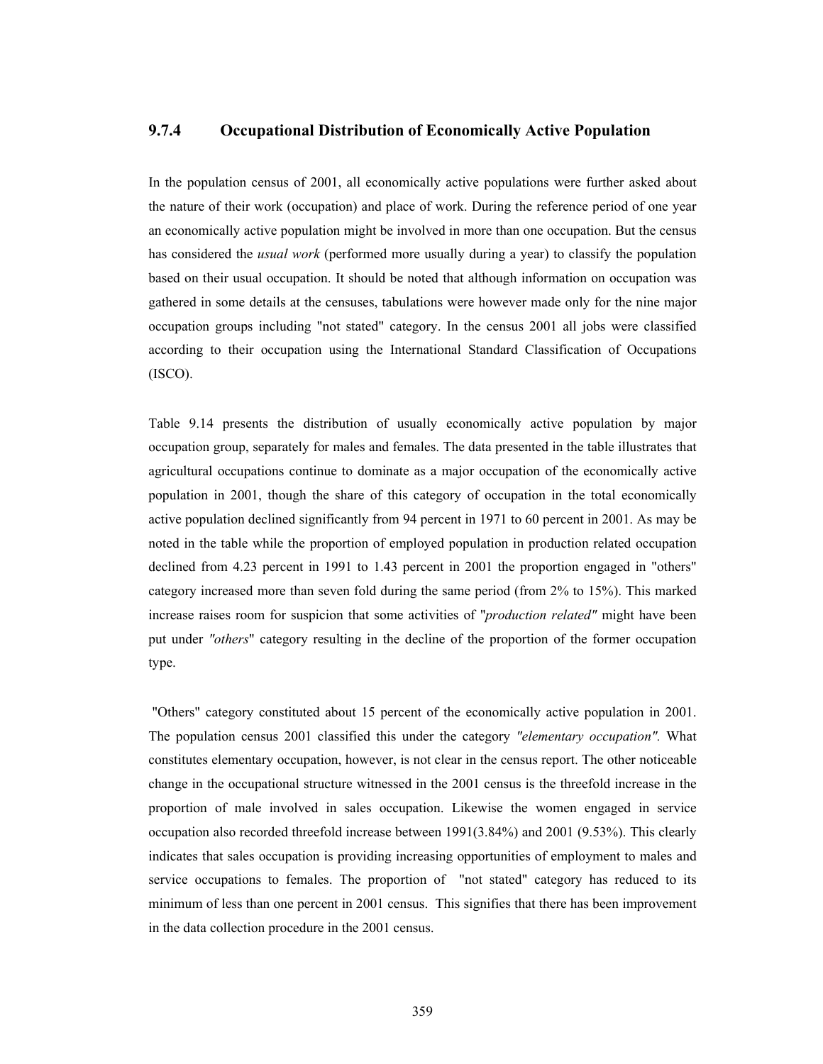### 9.7.4 Occupational Distribution of Economically Active Population

In the population census of 2001, all economically active populations were further asked about the nature of their work (occupation) and place of work. During the reference period of one year an economically active population might be involved in more than one occupation. But the census has considered the *usual work* (performed more usually during a year) to classify the population based on their usual occupation. It should be noted that although information on occupation was gathered in some details at the censuses, tabulations were however made only for the nine major occupation groups including "not stated" category. In the census 2001 all jobs were classified according to their occupation using the International Standard Classification of Occupations (ISCO).

Table 9.14 presents the distribution of usually economically active population by major occupation group, separately for males and females. The data presented in the table illustrates that agricultural occupations continue to dominate as a major occupation of the economically active population in 2001, though the share of this category of occupation in the total economically active population declined significantly from 94 percent in 1971 to 60 percent in 2001. As may be noted in the table while the proportion of employed population in production related occupation declined from 4.23 percent in 1991 to 1.43 percent in 2001 the proportion engaged in "others" category increased more than seven fold during the same period (from 2% to 15%). This marked increase raises room for suspicion that some activities of "*production related"* might have been put under *"others*" category resulting in the decline of the proportion of the former occupation type.

"Others" category constituted about 15 percent of the economically active population in 2001. The population census 2001 classified this under the category *"elementary occupation".* What constitutes elementary occupation, however, is not clear in the census report. The other noticeable change in the occupational structure witnessed in the 2001 census is the threefold increase in the proportion of male involved in sales occupation. Likewise the women engaged in service occupation also recorded threefold increase between 1991(3.84%) and 2001 (9.53%). This clearly indicates that sales occupation is providing increasing opportunities of employment to males and service occupations to females. The proportion of "not stated" category has reduced to its minimum of less than one percent in 2001 census. This signifies that there has been improvement in the data collection procedure in the 2001 census.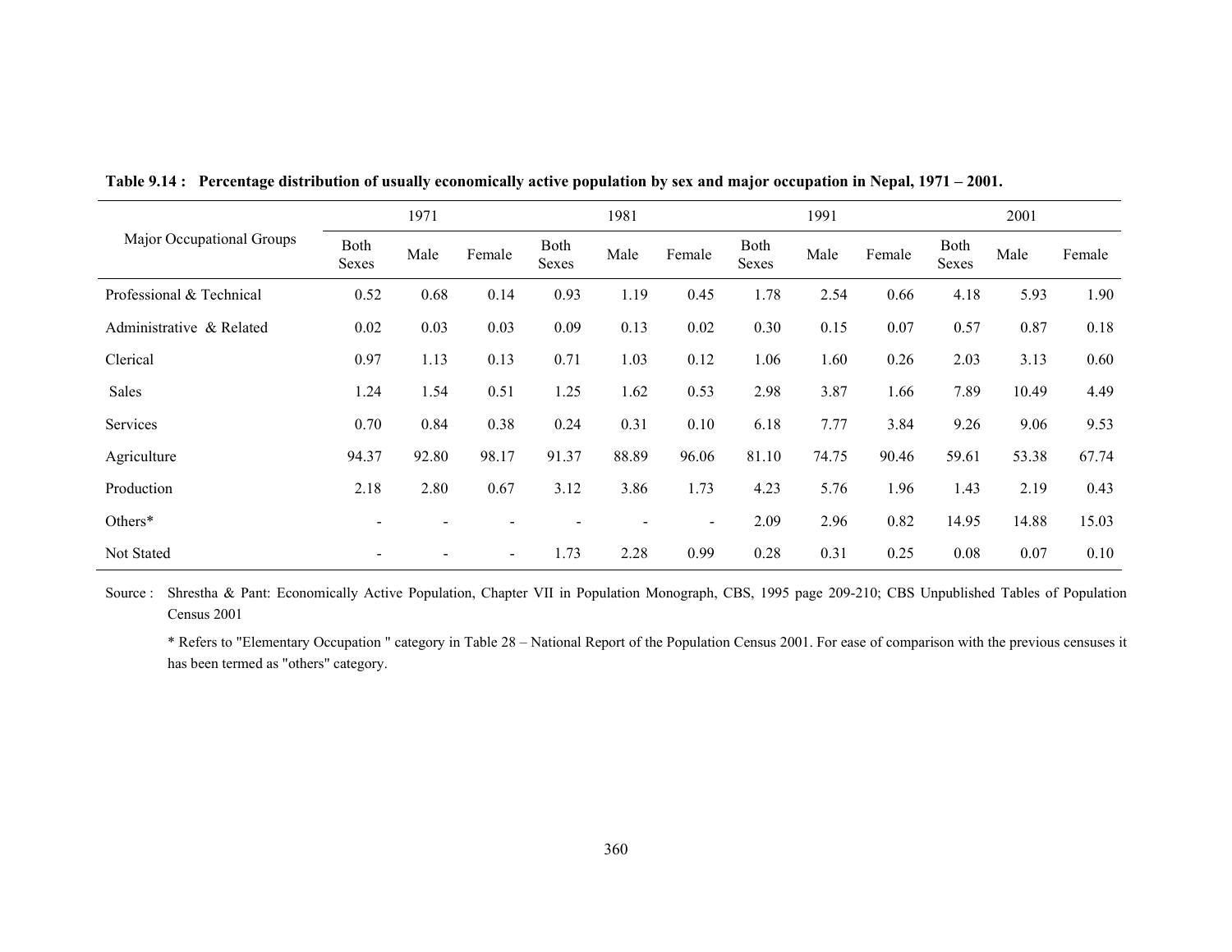**Table 9.14 : Percentage distribution of usually economically active population by sex and major occupation in Nepal, 1971 – 2001.**

| Major Occupational Groups | 1971 | | | 1981 | | | 1991 | | | 2001 | | |
|---|---|---|---|---|---|---|---|---|---|---|---|---|
| | Both Sexes | Male | Female | Both Sexes | Male | Female | Both Sexes | Male | Female | Both Sexes | Male | Female |
| Professional & Technical | 0.52 | 0.68 | 0.14 | 0.93 | 1.19 | 0.45 | 1.78 | 2.54 | 0.66 | 4.18 | 5.93 | 1.90 |
| Administrative & Related | 0.02 | 0.03 | 0.03 | 0.09 | 0.13 | 0.02 | 0.30 | 0.15 | 0.07 | 0.57 | 0.87 | 0.18 |
| Clerical | 0.97 | 1.13 | 0.13 | 0.71 | 1.03 | 0.12 | 1.06 | 1.60 | 0.26 | 2.03 | 3.13 | 0.60 |
| Sales | 1.24 | 1.54 | 0.51 | 1.25 | 1.62 | 0.53 | 2.98 | 3.87 | 1.66 | 7.89 | 10.49 | 4.49 |
| Services | 0.70 | 0.84 | 0.38 | 0.24 | 0.31 | 0.10 | 6.18 | 7.77 | 3.84 | 9.26 | 9.06 | 9.53 |
| Agriculture | 94.37 | 92.80 | 98.17 | 91.37 | 88.89 | 96.06 | 81.10 | 74.75 | 90.46 | 59.61 | 53.38 | 67.74 |
| Production | 2.18 | 2.80 | 0.67 | 3.12 | 3.86 | 1.73 | 4.23 | 5.76 | 1.96 | 1.43 | 2.19 | 0.43 |
| Others* | - | - | - | - | - | - | 2.09 | 2.96 | 0.82 | 14.95 | 14.88 | 15.03 |
| Not Stated | - | - | - | 1.73 | 2.28 | 0.99 | 0.28 | 0.31 | 0.25 | 0.08 | 0.07 | 0.10 |

Source : Shrestha & Pant: Economically Active Population, Chapter VII in Population Monograph, CBS, 1995 page 209-210; CBS Unpublished Tables of Population Census 2001

* Refers to "Elementary Occupation " category in Table 28 – National Report of the Population Census 2001. For ease of comparison with the previous censuses it has been termed as "others" category.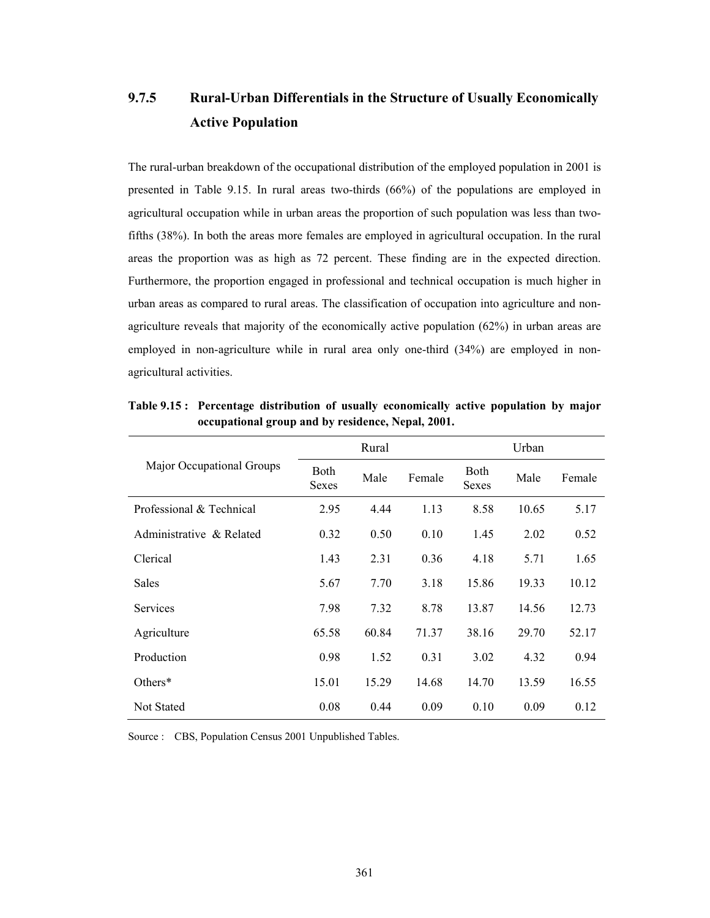### 9.7.5 Rural-Urban Differentials in the Structure of Usually Economically Active Population

The rural-urban breakdown of the occupational distribution of the employed population in 2001 is presented in Table 9.15. In rural areas two-thirds (66%) of the populations are employed in agricultural occupation while in urban areas the proportion of such population was less than two-fifths (38%). In both the areas more females are employed in agricultural occupation. In the rural areas the proportion was as high as 72 percent. These finding are in the expected direction. Furthermore, the proportion engaged in professional and technical occupation is much higher in urban areas as compared to rural areas. The classification of occupation into agriculture and non-agriculture reveals that majority of the economically active population (62%) in urban areas are employed in non-agriculture while in rural area only one-third (34%) are employed in non-agricultural activities.

**Table 9.15 : Percentage distribution of usually economically active population by major occupational group and by residence, Nepal, 2001.**

| Major Occupational Groups | Rural | | | Urban | | |
|---|---|---|---|---|---|---|
| | Both Sexes | Male | Female | Both Sexes | Male | Female |
| Professional & Technical | 2.95 | 4.44 | 1.13 | 8.58 | 10.65 | 5.17 |
| Administrative & Related | 0.32 | 0.50 | 0.10 | 1.45 | 2.02 | 0.52 |
| Clerical | 1.43 | 2.31 | 0.36 | 4.18 | 5.71 | 1.65 |
| Sales | 5.67 | 7.70 | 3.18 | 15.86 | 19.33 | 10.12 |
| Services | 7.98 | 7.32 | 8.78 | 13.87 | 14.56 | 12.73 |
| Agriculture | 65.58 | 60.84 | 71.37 | 38.16 | 29.70 | 52.17 |
| Production | 0.98 | 1.52 | 0.31 | 3.02 | 4.32 | 0.94 |
| Others* | 15.01 | 15.29 | 14.68 | 14.70 | 13.59 | 16.55 |
| Not Stated | 0.08 | 0.44 | 0.09 | 0.10 | 0.09 | 0.12 |

Source : CBS, Population Census 2001 Unpublished Tables.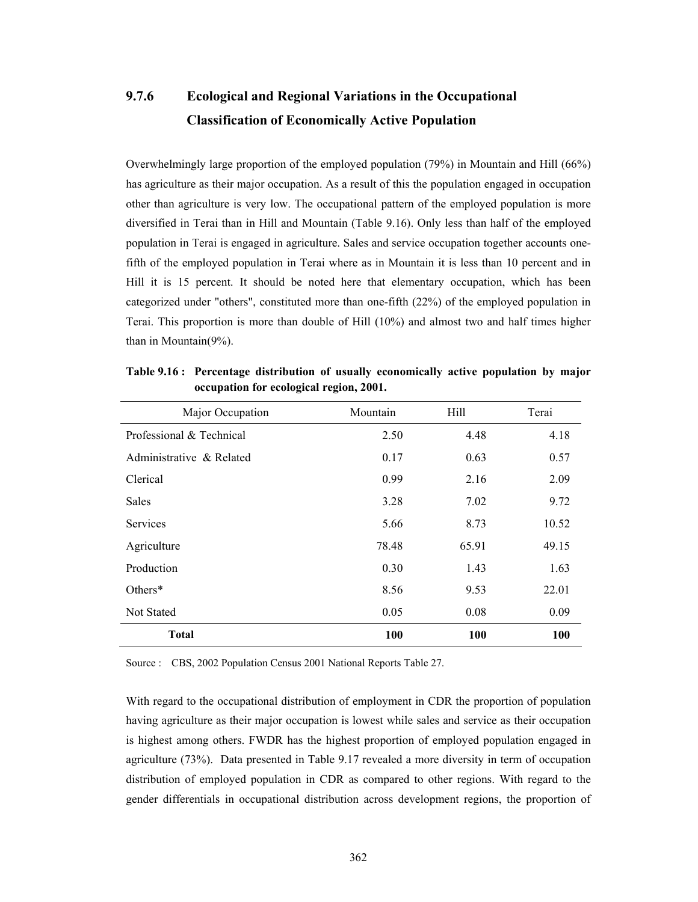### 9.7.6 Ecological and Regional Variations in the Occupational Classification of Economically Active Population

Overwhelmingly large proportion of the employed population (79%) in Mountain and Hill (66%) has agriculture as their major occupation. As a result of this the population engaged in occupation other than agriculture is very low. The occupational pattern of the employed population is more diversified in Terai than in Hill and Mountain (Table 9.16). Only less than half of the employed population in Terai is engaged in agriculture. Sales and service occupation together accounts one-fifth of the employed population in Terai where as in Mountain it is less than 10 percent and in Hill it is 15 percent. It should be noted here that elementary occupation, which has been categorized under "others", constituted more than one-fifth (22%) of the employed population in Terai. This proportion is more than double of Hill (10%) and almost two and half times higher than in Mountain(9%).

**Table 9.16 : Percentage distribution of usually economically active population by major occupation for ecological region, 2001.**

| Major Occupation | Mountain | Hill | Terai |
|---|---|---|---|
| Professional & Technical | 2.50 | 4.48 | 4.18 |
| Administrative & Related | 0.17 | 0.63 | 0.57 |
| Clerical | 0.99 | 2.16 | 2.09 |
| Sales | 3.28 | 7.02 | 9.72 |
| Services | 5.66 | 8.73 | 10.52 |
| Agriculture | 78.48 | 65.91 | 49.15 |
| Production | 0.30 | 1.43 | 1.63 |
| Others* | 8.56 | 9.53 | 22.01 |
| Not Stated | 0.05 | 0.08 | 0.09 |
| **Total** | **100** | **100** | **100** |

Source : CBS, 2002 Population Census 2001 National Reports Table 27.

With regard to the occupational distribution of employment in CDR the proportion of population having agriculture as their major occupation is lowest while sales and service as their occupation is highest among others. FWDR has the highest proportion of employed population engaged in agriculture (73%). Data presented in Table 9.17 revealed a more diversity in term of occupation distribution of employed population in CDR as compared to other regions. With regard to the gender differentials in occupational distribution across development regions, the proportion of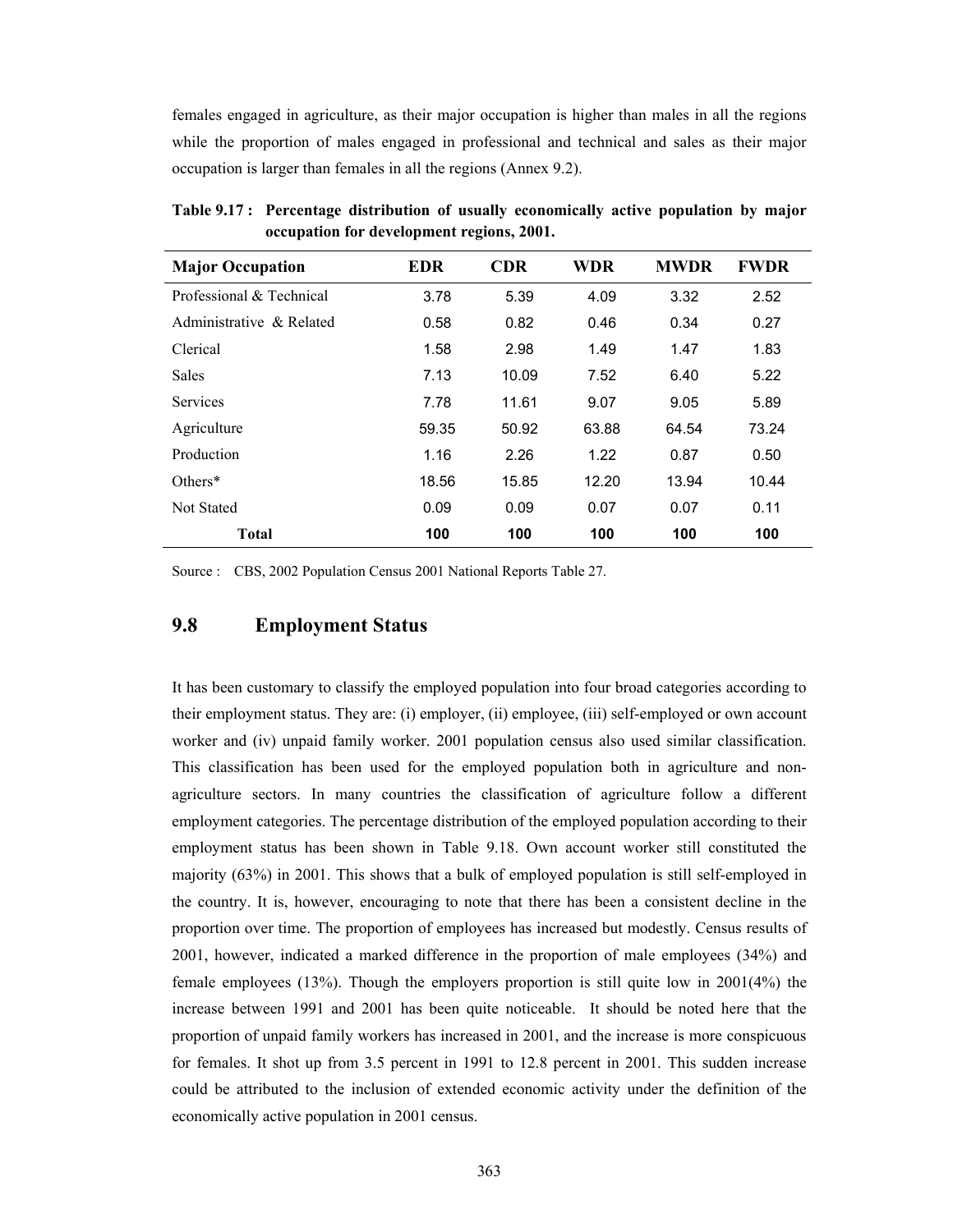females engaged in agriculture, as their major occupation is higher than males in all the regions while the proportion of males engaged in professional and technical and sales as their major occupation is larger than females in all the regions (Annex 9.2).

**Table 9.17 : Percentage distribution of usually economically active population by major occupation for development regions, 2001.**

| Major Occupation | EDR | CDR | WDR | MWDR | FWDR |
|---|---|---|---|---|---|
| Professional & Technical | 3.78 | 5.39 | 4.09 | 3.32 | 2.52 |
| Administrative & Related | 0.58 | 0.82 | 0.46 | 0.34 | 0.27 |
| Clerical | 1.58 | 2.98 | 1.49 | 1.47 | 1.83 |
| Sales | 7.13 | 10.09 | 7.52 | 6.40 | 5.22 |
| Services | 7.78 | 11.61 | 9.07 | 9.05 | 5.89 |
| Agriculture | 59.35 | 50.92 | 63.88 | 64.54 | 73.24 |
| Production | 1.16 | 2.26 | 1.22 | 0.87 | 0.50 |
| Others* | 18.56 | 15.85 | 12.20 | 13.94 | 10.44 |
| Not Stated | 0.09 | 0.09 | 0.07 | 0.07 | 0.11 |
| **Total** | **100** | **100** | **100** | **100** | **100** |

Source : CBS, 2002 Population Census 2001 National Reports Table 27.

## 9.8 Employment Status

It has been customary to classify the employed population into four broad categories according to their employment status. They are: (i) employer, (ii) employee, (iii) self-employed or own account worker and (iv) unpaid family worker. 2001 population census also used similar classification. This classification has been used for the employed population both in agriculture and non-agriculture sectors. In many countries the classification of agriculture follow a different employment categories. The percentage distribution of the employed population according to their employment status has been shown in Table 9.18. Own account worker still constituted the majority (63%) in 2001. This shows that a bulk of employed population is still self-employed in the country. It is, however, encouraging to note that there has been a consistent decline in the proportion over time. The proportion of employees has increased but modestly. Census results of 2001, however, indicated a marked difference in the proportion of male employees (34%) and female employees (13%). Though the employers proportion is still quite low in 2001(4%) the increase between 1991 and 2001 has been quite noticeable. It should be noted here that the proportion of unpaid family workers has increased in 2001, and the increase is more conspicuous for females. It shot up from 3.5 percent in 1991 to 12.8 percent in 2001. This sudden increase could be attributed to the inclusion of extended economic activity under the definition of the economically active population in 2001 census.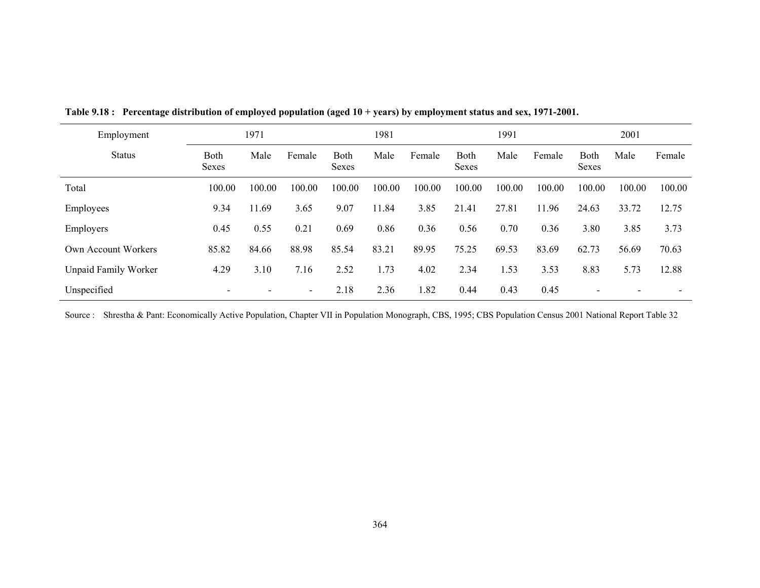**Table 9.18 : Percentage distribution of employed population (aged 10 + years) by employment status and sex, 1971-2001.**

| Employment Status | 1971 | | | 1981 | | | 1991 | | | 2001 | | |
|---|---|---|---|---|---|---|---|---|---|---|---|---|
| | Both Sexes | Male | Female | Both Sexes | Male | Female | Both Sexes | Male | Female | Both Sexes | Male | Female |
| Total | 100.00 | 100.00 | 100.00 | 100.00 | 100.00 | 100.00 | 100.00 | 100.00 | 100.00 | 100.00 | 100.00 | 100.00 |
| Employees | 9.34 | 11.69 | 3.65 | 9.07 | 11.84 | 3.85 | 21.41 | 27.81 | 11.96 | 24.63 | 33.72 | 12.75 |
| Employers | 0.45 | 0.55 | 0.21 | 0.69 | 0.86 | 0.36 | 0.56 | 0.70 | 0.36 | 3.80 | 3.85 | 3.73 |
| Own Account Workers | 85.82 | 84.66 | 88.98 | 85.54 | 83.21 | 89.95 | 75.25 | 69.53 | 83.69 | 62.73 | 56.69 | 70.63 |
| Unpaid Family Worker | 4.29 | 3.10 | 7.16 | 2.52 | 1.73 | 4.02 | 2.34 | 1.53 | 3.53 | 8.83 | 5.73 | 12.88 |
| Unspecified | - | - | - | 2.18 | 2.36 | 1.82 | 0.44 | 0.43 | 0.45 | - | - | - |

Source : Shrestha & Pant: Economically Active Population, Chapter VII in Population Monograph, CBS, 1995; CBS Population Census 2001 National Report Table 32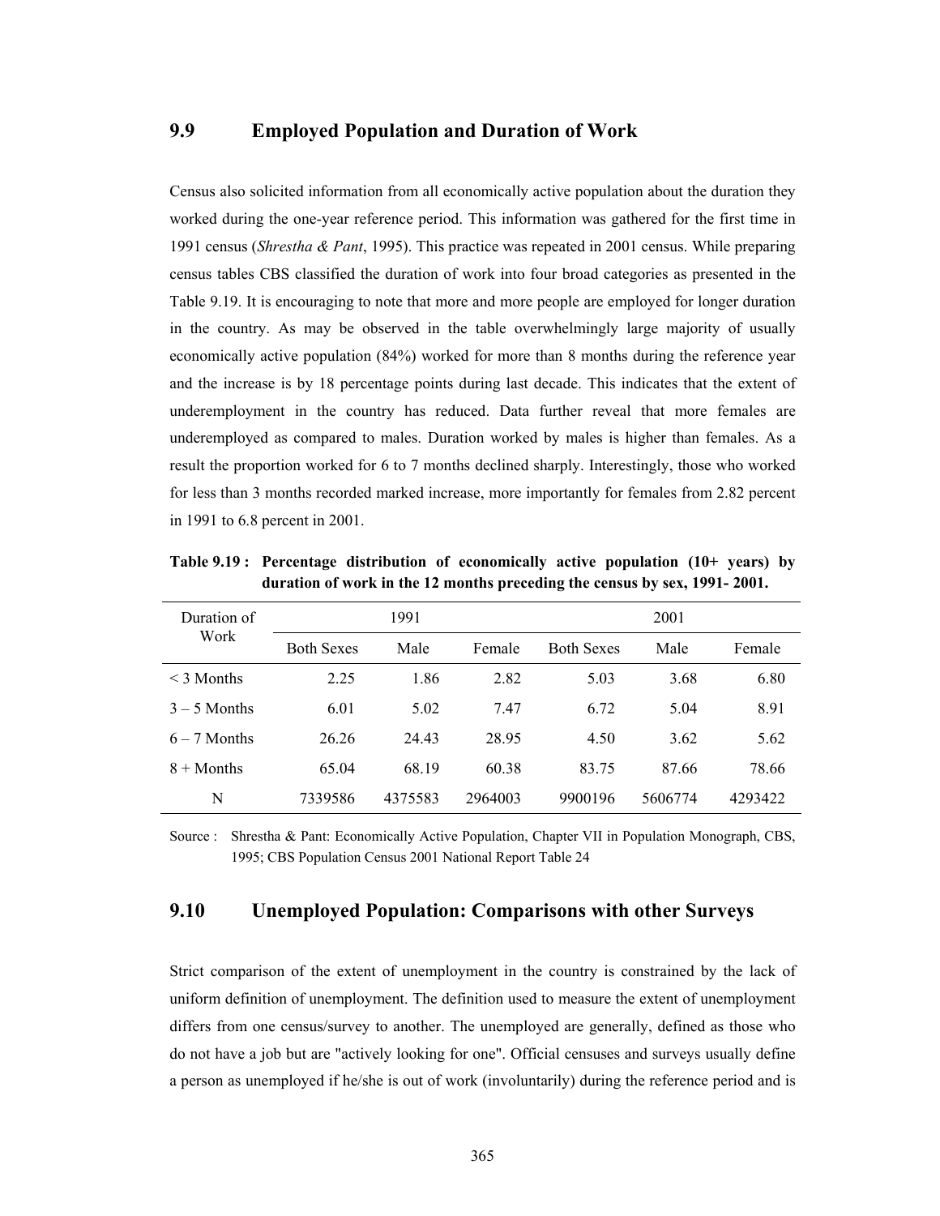## 9.9 Employed Population and Duration of Work

Census also solicited information from all economically active population about the duration they worked during the one-year reference period. This information was gathered for the first time in 1991 census (*Shrestha & Pant*, 1995). This practice was repeated in 2001 census. While preparing census tables CBS classified the duration of work into four broad categories as presented in the Table 9.19. It is encouraging to note that more and more people are employed for longer duration in the country. As may be observed in the table overwhelmingly large majority of usually economically active population (84%) worked for more than 8 months during the reference year and the increase is by 18 percentage points during last decade. This indicates that the extent of underemployment in the country has reduced. Data further reveal that more females are underemployed as compared to males. Duration worked by males is higher than females. As a result the proportion worked for 6 to 7 months declined sharply. Interestingly, those who worked for less than 3 months recorded marked increase, more importantly for females from 2.82 percent in 1991 to 6.8 percent in 2001.

**Table 9.19 : Percentage distribution of economically active population (10+ years) by duration of work in the 12 months preceding the census by sex, 1991- 2001.**

| Duration of Work | 1991 | | | 2001 | | |
|---|---|---|---|---|---|---|
| | Both Sexes | Male | Female | Both Sexes | Male | Female |
| < 3 Months | 2.25 | 1.86 | 2.82 | 5.03 | 3.68 | 6.80 |
| 3 – 5 Months | 6.01 | 5.02 | 7.47 | 6.72 | 5.04 | 8.91 |
| 6 – 7 Months | 26.26 | 24.43 | 28.95 | 4.50 | 3.62 | 5.62 |
| 8 + Months | 65.04 | 68.19 | 60.38 | 83.75 | 87.66 | 78.66 |
| N | 7339586 | 4375583 | 2964003 | 9900196 | 5606774 | 4293422 |

Source : Shrestha & Pant: Economically Active Population, Chapter VII in Population Monograph, CBS, 1995; CBS Population Census 2001 National Report Table 24

## 9.10 Unemployed Population: Comparisons with other Surveys

Strict comparison of the extent of unemployment in the country is constrained by the lack of uniform definition of unemployment. The definition used to measure the extent of unemployment differs from one census/survey to another. The unemployed are generally, defined as those who do not have a job but are "actively looking for one". Official censuses and surveys usually define a person as unemployed if he/she is out of work (involuntarily) during the reference period and is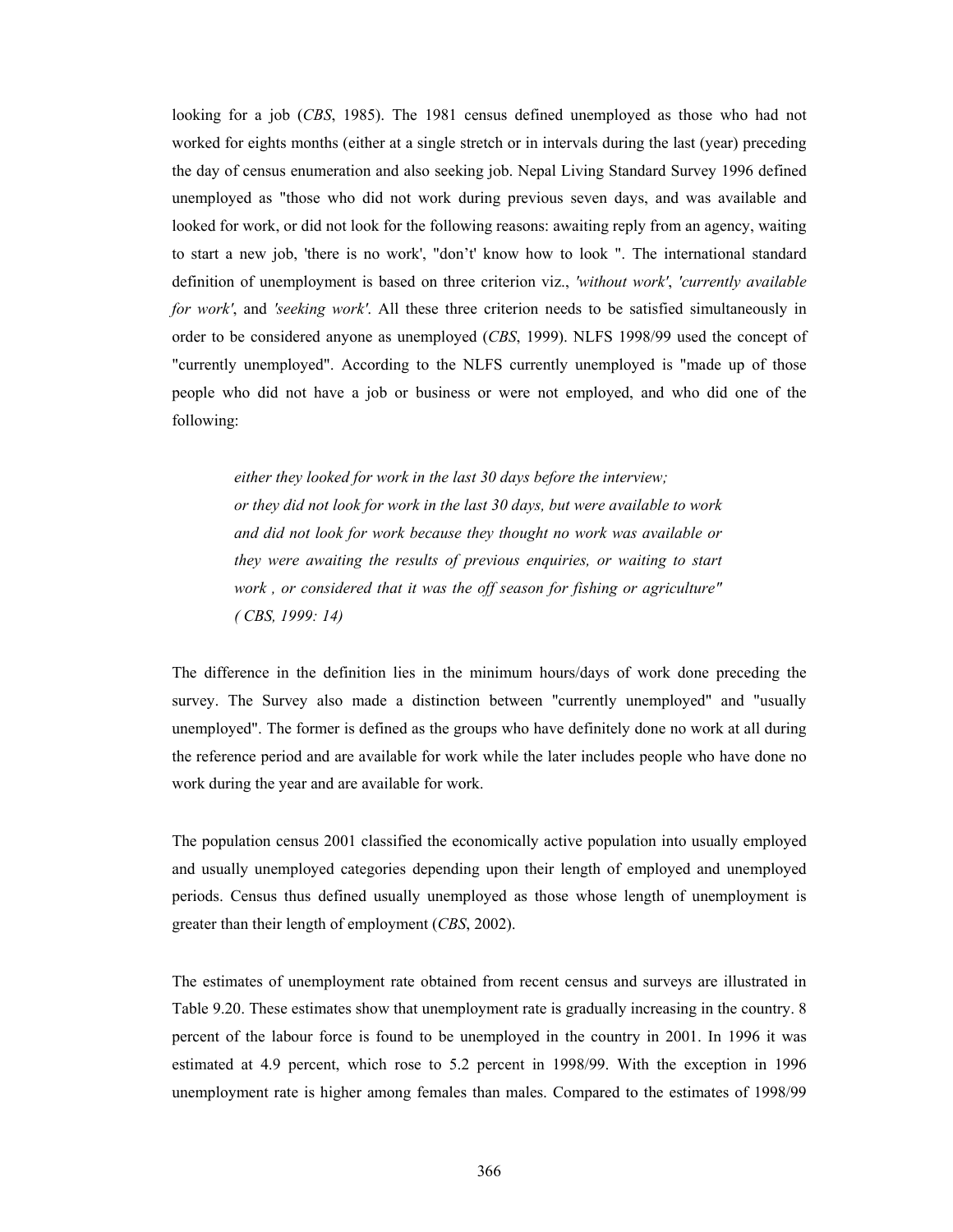looking for a job (*CBS*, 1985). The 1981 census defined unemployed as those who had not worked for eights months (either at a single stretch or in intervals during the last (year) preceding the day of census enumeration and also seeking job. Nepal Living Standard Survey 1996 defined unemployed as "those who did not work during previous seven days, and was available and looked for work, or did not look for the following reasons: awaiting reply from an agency, waiting to start a new job, 'there is no work', "don't' know how to look ". The international standard definition of unemployment is based on three criterion viz., *'without work'*, *'currently available for work'*, and *'seeking work'*. All these three criterion needs to be satisfied simultaneously in order to be considered anyone as unemployed (*CBS*, 1999). NLFS 1998/99 used the concept of "currently unemployed". According to the NLFS currently unemployed is "made up of those people who did not have a job or business or were not employed, and who did one of the following:

> *either they looked for work in the last 30 days before the interview;*
> *or they did not look for work in the last 30 days, but were available to work and did not look for work because they thought no work was available or they were awaiting the results of previous enquiries, or waiting to start work , or considered that it was the off season for fishing or agriculture" ( CBS, 1999: 14)*

The difference in the definition lies in the minimum hours/days of work done preceding the survey. The Survey also made a distinction between "currently unemployed" and "usually unemployed". The former is defined as the groups who have definitely done no work at all during the reference period and are available for work while the later includes people who have done no work during the year and are available for work.

The population census 2001 classified the economically active population into usually employed and usually unemployed categories depending upon their length of employed and unemployed periods. Census thus defined usually unemployed as those whose length of unemployment is greater than their length of employment (*CBS*, 2002).

The estimates of unemployment rate obtained from recent census and surveys are illustrated in Table 9.20. These estimates show that unemployment rate is gradually increasing in the country. 8 percent of the labour force is found to be unemployed in the country in 2001. In 1996 it was estimated at 4.9 percent, which rose to 5.2 percent in 1998/99. With the exception in 1996 unemployment rate is higher among females than males. Compared to the estimates of 1998/99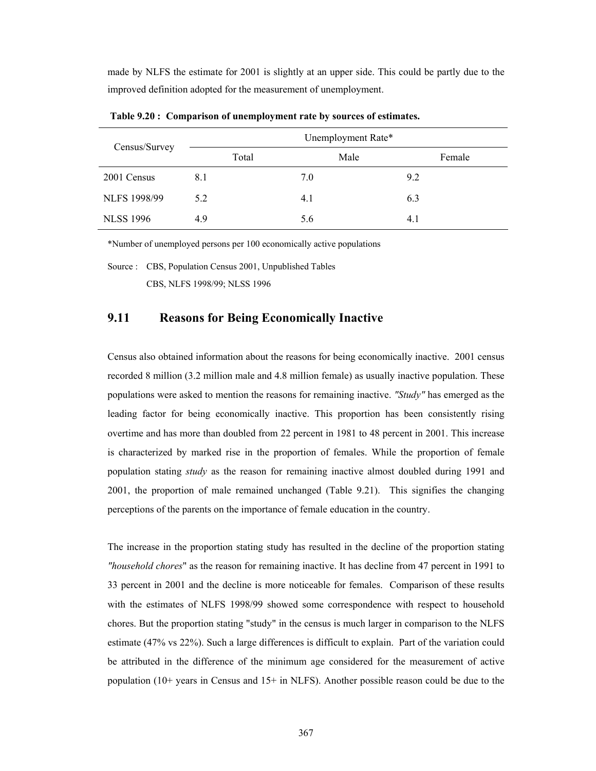made by NLFS the estimate for 2001 is slightly at an upper side. This could be partly due to the improved definition adopted for the measurement of unemployment.

**Table 9.20 : Comparison of unemployment rate by sources of estimates.**

| Census/Survey | Unemployment Rate* | | |
|---|---|---|---|
| | Total | Male | Female |
| 2001 Census | 8.1 | 7.0 | 9.2 |
| NLFS 1998/99 | 5.2 | 4.1 | 6.3 |
| NLSS 1996 | 4.9 | 5.6 | 4.1 |

*Number of unemployed persons per 100 economically active populations

Source : CBS, Population Census 2001, Unpublished Tables
CBS, NLFS 1998/99; NLSS 1996

## 9.11 Reasons for Being Economically Inactive

Census also obtained information about the reasons for being economically inactive. 2001 census recorded 8 million (3.2 million male and 4.8 million female) as usually inactive population. These populations were asked to mention the reasons for remaining inactive. *"Study"* has emerged as the leading factor for being economically inactive. This proportion has been consistently rising overtime and has more than doubled from 22 percent in 1981 to 48 percent in 2001. This increase is characterized by marked rise in the proportion of females. While the proportion of female population stating *study* as the reason for remaining inactive almost doubled during 1991 and 2001, the proportion of male remained unchanged (Table 9.21). This signifies the changing perceptions of the parents on the importance of female education in the country.

The increase in the proportion stating study has resulted in the decline of the proportion stating *"household chores*" as the reason for remaining inactive. It has decline from 47 percent in 1991 to 33 percent in 2001 and the decline is more noticeable for females. Comparison of these results with the estimates of NLFS 1998/99 showed some correspondence with respect to household chores. But the proportion stating "study" in the census is much larger in comparison to the NLFS estimate (47% vs 22%). Such a large differences is difficult to explain. Part of the variation could be attributed in the difference of the minimum age considered for the measurement of active population (10+ years in Census and 15+ in NLFS). Another possible reason could be due to the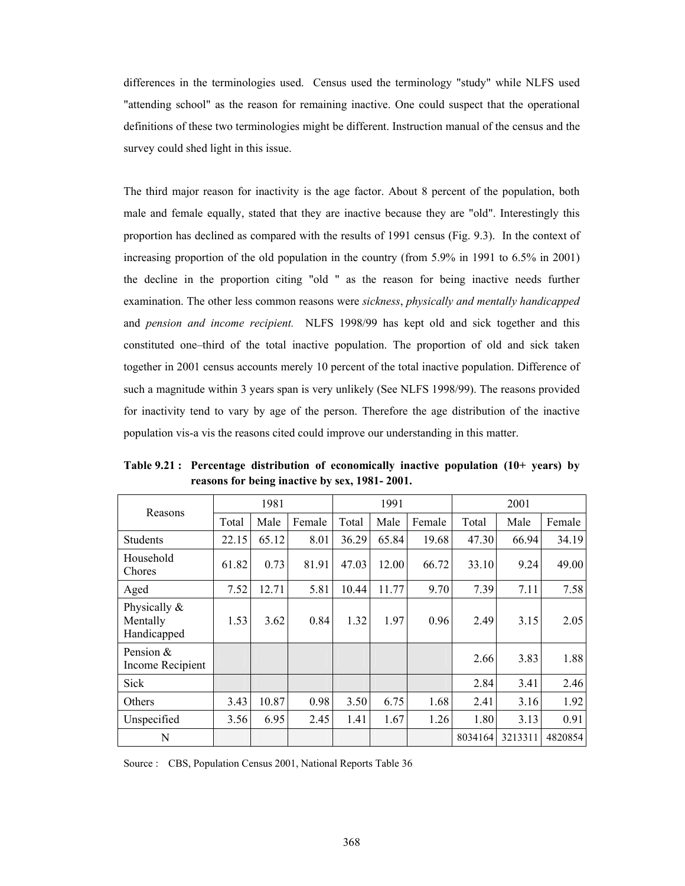differences in the terminologies used. Census used the terminology "study" while NLFS used "attending school" as the reason for remaining inactive. One could suspect that the operational definitions of these two terminologies might be different. Instruction manual of the census and the survey could shed light in this issue.

The third major reason for inactivity is the age factor. About 8 percent of the population, both male and female equally, stated that they are inactive because they are "old". Interestingly this proportion has declined as compared with the results of 1991 census (Fig. 9.3). In the context of increasing proportion of the old population in the country (from 5.9% in 1991 to 6.5% in 2001) the decline in the proportion citing "old " as the reason for being inactive needs further examination. The other less common reasons were *sickness*, *physically and mentally handicapped* and *pension and income recipient.* NLFS 1998/99 has kept old and sick together and this constituted one–third of the total inactive population. The proportion of old and sick taken together in 2001 census accounts merely 10 percent of the total inactive population. Difference of such a magnitude within 3 years span is very unlikely (See NLFS 1998/99). The reasons provided for inactivity tend to vary by age of the person. Therefore the age distribution of the inactive population vis-a vis the reasons cited could improve our understanding in this matter.

**Table 9.21 : Percentage distribution of economically inactive population (10+ years) by reasons for being inactive by sex, 1981- 2001.**

| Reasons | 1981 | | | 1991 | | | 2001 | | |
|---|---|---|---|---|---|---|---|---|---|
| | Total | Male | Female | Total | Male | Female | Total | Male | Female |
| Students | 22.15 | 65.12 | 8.01 | 36.29 | 65.84 | 19.68 | 47.30 | 66.94 | 34.19 |
| Household Chores | 61.82 | 0.73 | 81.91 | 47.03 | 12.00 | 66.72 | 33.10 | 9.24 | 49.00 |
| Aged | 7.52 | 12.71 | 5.81 | 10.44 | 11.77 | 9.70 | 7.39 | 7.11 | 7.58 |
| Physically & Mentally Handicapped | 1.53 | 3.62 | 0.84 | 1.32 | 1.97 | 0.96 | 2.49 | 3.15 | 2.05 |
| Pension & Income Recipient | | | | | | | 2.66 | 3.83 | 1.88 |
| Sick | | | | | | | 2.84 | 3.41 | 2.46 |
| Others | 3.43 | 10.87 | 0.98 | 3.50 | 6.75 | 1.68 | 2.41 | 3.16 | 1.92 |
| Unspecified | 3.56 | 6.95 | 2.45 | 1.41 | 1.67 | 1.26 | 1.80 | 3.13 | 0.91 |
| N | | | | | | | 8034164 | 3213311 | 4820854 |

Source : CBS, Population Census 2001, National Reports Table 36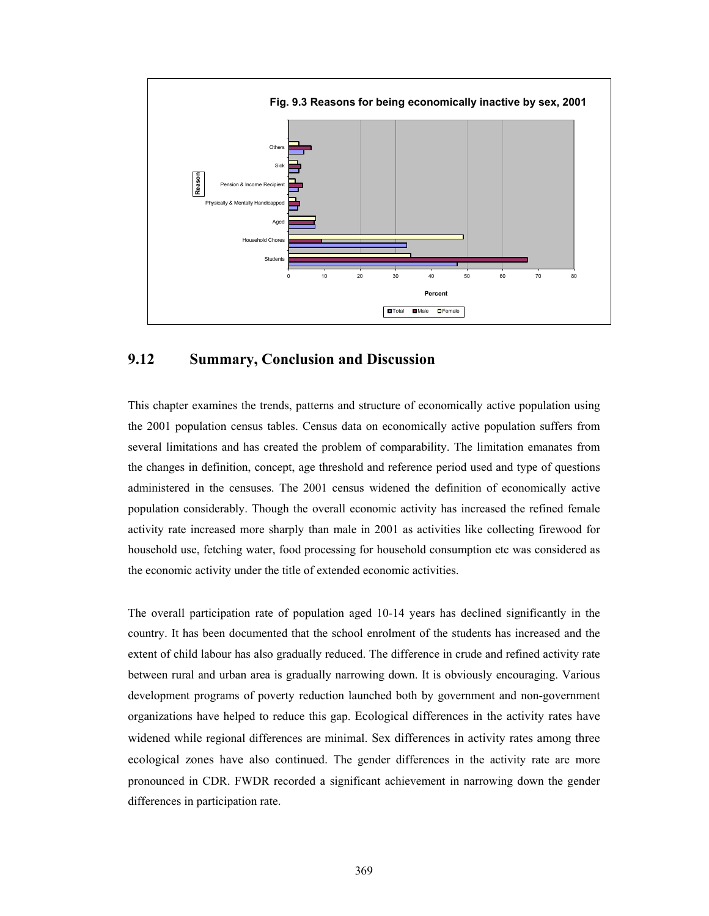**Fig. 9.3 Reasons for being economically inactive by sex, 2001**

## 9.12 Summary, Conclusion and Discussion

This chapter examines the trends, patterns and structure of economically active population using the 2001 population census tables. Census data on economically active population suffers from several limitations and has created the problem of comparability. The limitation emanates from the changes in definition, concept, age threshold and reference period used and type of questions administered in the censuses. The 2001 census widened the definition of economically active population considerably. Though the overall economic activity has increased the refined female activity rate increased more sharply than male in 2001 as activities like collecting firewood for household use, fetching water, food processing for household consumption etc was considered as the economic activity under the title of extended economic activities.

The overall participation rate of population aged 10-14 years has declined significantly in the country. It has been documented that the school enrolment of the students has increased and the extent of child labour has also gradually reduced. The difference in crude and refined activity rate between rural and urban area is gradually narrowing down. It is obviously encouraging. Various development programs of poverty reduction launched both by government and non-government organizations have helped to reduce this gap. Ecological differences in the activity rates have widened while regional differences are minimal. Sex differences in activity rates among three ecological zones have also continued. The gender differences in the activity rate are more pronounced in CDR. FWDR recorded a significant achievement in narrowing down the gender differences in participation rate.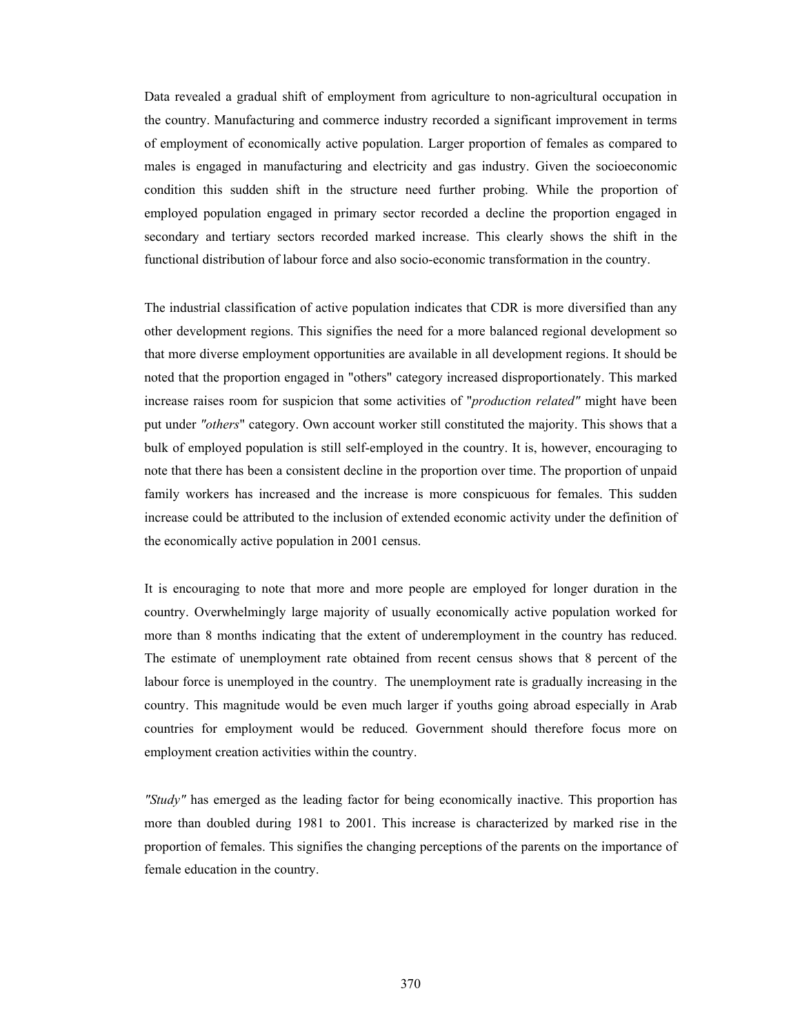Data revealed a gradual shift of employment from agriculture to non-agricultural occupation in the country. Manufacturing and commerce industry recorded a significant improvement in terms of employment of economically active population. Larger proportion of females as compared to males is engaged in manufacturing and electricity and gas industry. Given the socioeconomic condition this sudden shift in the structure need further probing. While the proportion of employed population engaged in primary sector recorded a decline the proportion engaged in secondary and tertiary sectors recorded marked increase. This clearly shows the shift in the functional distribution of labour force and also socio-economic transformation in the country.

The industrial classification of active population indicates that CDR is more diversified than any other development regions. This signifies the need for a more balanced regional development so that more diverse employment opportunities are available in all development regions. It should be noted that the proportion engaged in "others" category increased disproportionately. This marked increase raises room for suspicion that some activities of "*production related"* might have been put under *"others*" category. Own account worker still constituted the majority. This shows that a bulk of employed population is still self-employed in the country. It is, however, encouraging to note that there has been a consistent decline in the proportion over time. The proportion of unpaid family workers has increased and the increase is more conspicuous for females. This sudden increase could be attributed to the inclusion of extended economic activity under the definition of the economically active population in 2001 census.

It is encouraging to note that more and more people are employed for longer duration in the country. Overwhelmingly large majority of usually economically active population worked for more than 8 months indicating that the extent of underemployment in the country has reduced. The estimate of unemployment rate obtained from recent census shows that 8 percent of the labour force is unemployed in the country. The unemployment rate is gradually increasing in the country. This magnitude would be even much larger if youths going abroad especially in Arab countries for employment would be reduced. Government should therefore focus more on employment creation activities within the country.

*"Study"* has emerged as the leading factor for being economically inactive. This proportion has more than doubled during 1981 to 2001. This increase is characterized by marked rise in the proportion of females. This signifies the changing perceptions of the parents on the importance of female education in the country.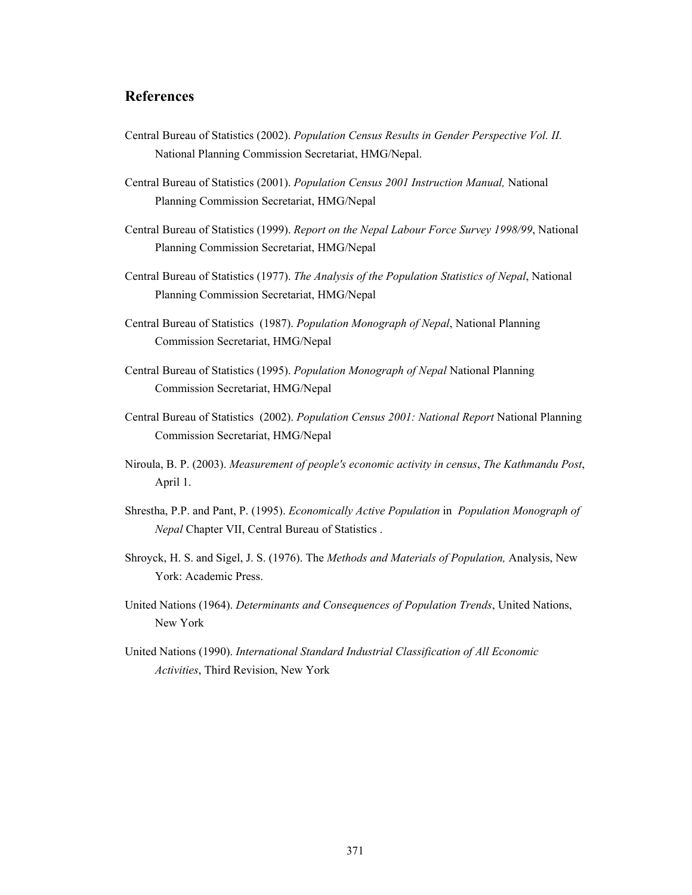## References

Central Bureau of Statistics (2002). *Population Census Results in Gender Perspective Vol. II.* National Planning Commission Secretariat, HMG/Nepal.

Central Bureau of Statistics (2001). *Population Census 2001 Instruction Manual,* National Planning Commission Secretariat, HMG/Nepal

Central Bureau of Statistics (1999). *Report on the Nepal Labour Force Survey 1998/99*, National Planning Commission Secretariat, HMG/Nepal

Central Bureau of Statistics (1977). *The Analysis of the Population Statistics of Nepal*, National Planning Commission Secretariat, HMG/Nepal

Central Bureau of Statistics (1987). *Population Monograph of Nepal*, National Planning Commission Secretariat, HMG/Nepal

Central Bureau of Statistics (1995). *Population Monograph of Nepal* National Planning Commission Secretariat, HMG/Nepal

Central Bureau of Statistics (2002). *Population Census 2001: National Report* National Planning Commission Secretariat, HMG/Nepal

Niroula, B. P. (2003). *Measurement of people's economic activity in census*, *The Kathmandu Post*, April 1.

Shrestha, P.P. and Pant, P. (1995). *Economically Active Population* in *Population Monograph of Nepal* Chapter VII, Central Bureau of Statistics .

Shroyck, H. S. and Sigel, J. S. (1976). The *Methods and Materials of Population,* Analysis, New York: Academic Press.

United Nations (1964). *Determinants and Consequences of Population Trends*, United Nations, New York

United Nations (1990). *International Standard Industrial Classification of All Economic Activities*, Third Revision, New York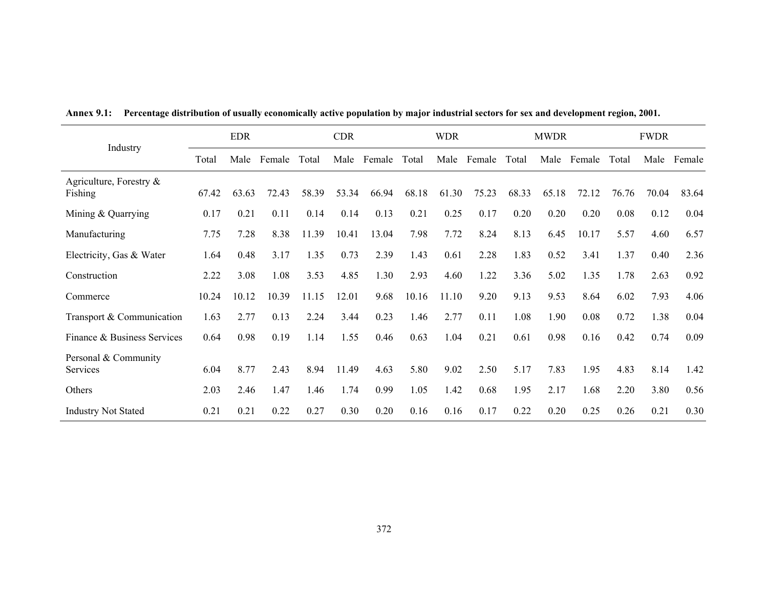**Annex 9.1: Percentage distribution of usually economically active population by major industrial sectors for sex and development region, 2001.**

| Industry | EDR | | | CDR | | | WDR | | | MWDR | | | FWDR | | |
|---|---|---|---|---|---|---|---|---|---|---|---|---|---|---|---|
| | Total | Male | Female | Total | Male | Female | Total | Male | Female | Total | Male | Female | Total | Male | Female |
| Agriculture, Forestry & Fishing | 67.42 | 63.63 | 72.43 | 58.39 | 53.34 | 66.94 | 68.18 | 61.30 | 75.23 | 68.33 | 65.18 | 72.12 | 76.76 | 70.04 | 83.64 |
| Mining & Quarrying | 0.17 | 0.21 | 0.11 | 0.14 | 0.14 | 0.13 | 0.21 | 0.25 | 0.17 | 0.20 | 0.20 | 0.20 | 0.08 | 0.12 | 0.04 |
| Manufacturing | 7.75 | 7.28 | 8.38 | 11.39 | 10.41 | 13.04 | 7.98 | 7.72 | 8.24 | 8.13 | 6.45 | 10.17 | 5.57 | 4.60 | 6.57 |
| Electricity, Gas & Water | 1.64 | 0.48 | 3.17 | 1.35 | 0.73 | 2.39 | 1.43 | 0.61 | 2.28 | 1.83 | 0.52 | 3.41 | 1.37 | 0.40 | 2.36 |
| Construction | 2.22 | 3.08 | 1.08 | 3.53 | 4.85 | 1.30 | 2.93 | 4.60 | 1.22 | 3.36 | 5.02 | 1.35 | 1.78 | 2.63 | 0.92 |
| Commerce | 10.24 | 10.12 | 10.39 | 11.15 | 12.01 | 9.68 | 10.16 | 11.10 | 9.20 | 9.13 | 9.53 | 8.64 | 6.02 | 7.93 | 4.06 |
| Transport & Communication | 1.63 | 2.77 | 0.13 | 2.24 | 3.44 | 0.23 | 1.46 | 2.77 | 0.11 | 1.08 | 1.90 | 0.08 | 0.72 | 1.38 | 0.04 |
| Finance & Business Services | 0.64 | 0.98 | 0.19 | 1.14 | 1.55 | 0.46 | 0.63 | 1.04 | 0.21 | 0.61 | 0.98 | 0.16 | 0.42 | 0.74 | 0.09 |
| Personal & Community Services | 6.04 | 8.77 | 2.43 | 8.94 | 11.49 | 4.63 | 5.80 | 9.02 | 2.50 | 5.17 | 7.83 | 1.95 | 4.83 | 8.14 | 1.42 |
| Others | 2.03 | 2.46 | 1.47 | 1.46 | 1.74 | 0.99 | 1.05 | 1.42 | 0.68 | 1.95 | 2.17 | 1.68 | 2.20 | 3.80 | 0.56 |
| Industry Not Stated | 0.21 | 0.21 | 0.22 | 0.27 | 0.30 | 0.20 | 0.16 | 0.16 | 0.17 | 0.22 | 0.20 | 0.25 | 0.26 | 0.21 | 0.30 |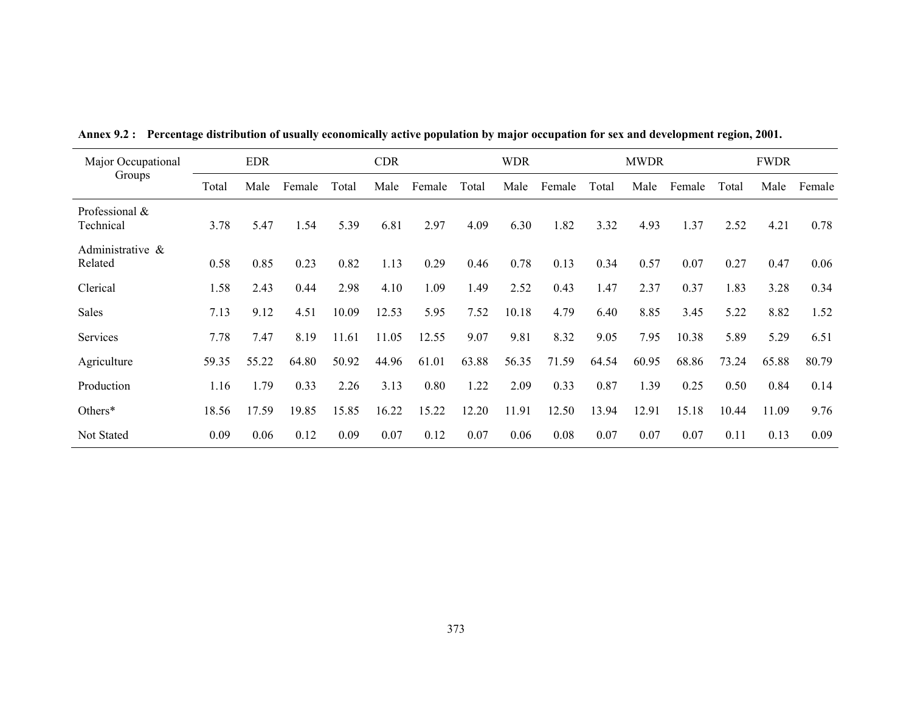**Annex 9.2 : Percentage distribution of usually economically active population by major occupation for sex and development region, 2001.**

| Major Occupational Groups | EDR | | | CDR | | | WDR | | | MWDR | | | FWDR | | |
|---|---|---|---|---|---|---|---|---|---|---|---|---|---|---|---|
| | Total | Male | Female | Total | Male | Female | Total | Male | Female | Total | Male | Female | Total | Male | Female |
| Professional & Technical | 3.78 | 5.47 | 1.54 | 5.39 | 6.81 | 2.97 | 4.09 | 6.30 | 1.82 | 3.32 | 4.93 | 1.37 | 2.52 | 4.21 | 0.78 |
| Administrative & Related | 0.58 | 0.85 | 0.23 | 0.82 | 1.13 | 0.29 | 0.46 | 0.78 | 0.13 | 0.34 | 0.57 | 0.07 | 0.27 | 0.47 | 0.06 |
| Clerical | 1.58 | 2.43 | 0.44 | 2.98 | 4.10 | 1.09 | 1.49 | 2.52 | 0.43 | 1.47 | 2.37 | 0.37 | 1.83 | 3.28 | 0.34 |
| Sales | 7.13 | 9.12 | 4.51 | 10.09 | 12.53 | 5.95 | 7.52 | 10.18 | 4.79 | 6.40 | 8.85 | 3.45 | 5.22 | 8.82 | 1.52 |
| Services | 7.78 | 7.47 | 8.19 | 11.61 | 11.05 | 12.55 | 9.07 | 9.81 | 8.32 | 9.05 | 7.95 | 10.38 | 5.89 | 5.29 | 6.51 |
| Agriculture | 59.35 | 55.22 | 64.80 | 50.92 | 44.96 | 61.01 | 63.88 | 56.35 | 71.59 | 64.54 | 60.95 | 68.86 | 73.24 | 65.88 | 80.79 |
| Production | 1.16 | 1.79 | 0.33 | 2.26 | 3.13 | 0.80 | 1.22 | 2.09 | 0.33 | 0.87 | 1.39 | 0.25 | 0.50 | 0.84 | 0.14 |
| Others* | 18.56 | 17.59 | 19.85 | 15.85 | 16.22 | 15.22 | 12.20 | 11.91 | 12.50 | 13.94 | 12.91 | 15.18 | 10.44 | 11.09 | 9.76 |
| Not Stated | 0.09 | 0.06 | 0.12 | 0.09 | 0.07 | 0.12 | 0.07 | 0.06 | 0.08 | 0.07 | 0.07 | 0.07 | 0.11 | 0.13 | 0.09 |